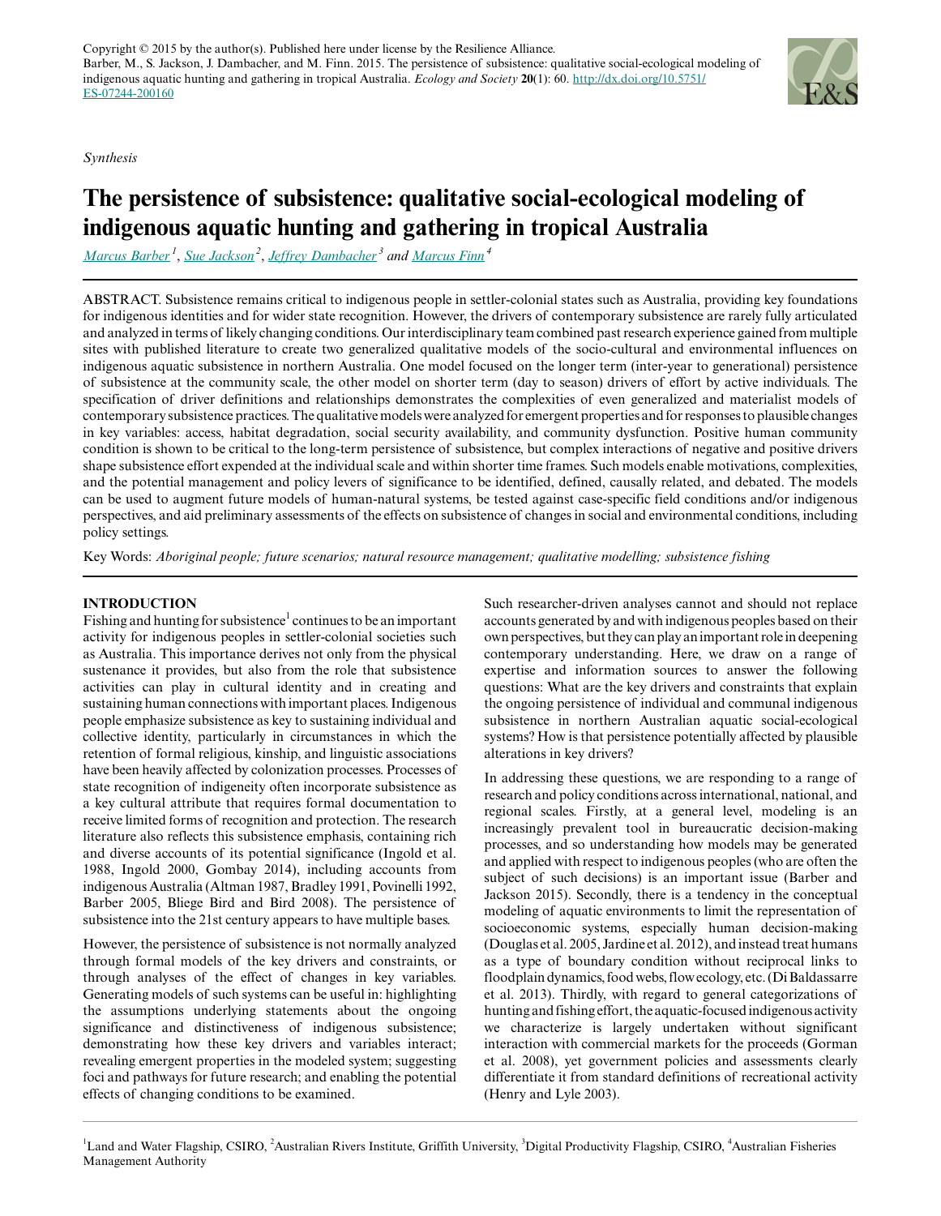Copyright © 2015 by the author(s). Published here under license by the Resilience Alliance.
Barber, M., S. Jackson, J. Dambacher, and M. Finn. 2015. The persistence of subsistence: qualitative social-ecological modeling of indigenous aquatic hunting and gathering in tropical Australia. *Ecology and Society* **20**(1): 60. http://dx.doi.org/10.5751/ES-07244-200160

*Synthesis*

# The persistence of subsistence: qualitative social-ecological modeling of indigenous aquatic hunting and gathering in tropical Australia

Marcus Barber[1], Sue Jackson[2], Jeffrey Dambacher[3] and Marcus Finn[4]

ABSTRACT. Subsistence remains critical to indigenous people in settler-colonial states such as Australia, providing key foundations for indigenous identities and for wider state recognition. However, the drivers of contemporary subsistence are rarely fully articulated and analyzed in terms of likely changing conditions. Our interdisciplinary team combined past research experience gained from multiple sites with published literature to create two generalized qualitative models of the socio-cultural and environmental influences on indigenous aquatic subsistence in northern Australia. One model focused on the longer term (inter-year to generational) persistence of subsistence at the community scale, the other model on shorter term (day to season) drivers of effort by active individuals. The specification of driver definitions and relationships demonstrates the complexities of even generalized and materialist models of contemporary subsistence practices. The qualitative models were analyzed for emergent properties and for responses to plausible changes in key variables: access, habitat degradation, social security availability, and community dysfunction. Positive human community condition is shown to be critical to the long-term persistence of subsistence, but complex interactions of negative and positive drivers shape subsistence effort expended at the individual scale and within shorter time frames. Such models enable motivations, complexities, and the potential management and policy levers of significance to be identified, defined, causally related, and debated. The models can be used to augment future models of human-natural systems, be tested against case-specific field conditions and/or indigenous perspectives, and aid preliminary assessments of the effects on subsistence of changes in social and environmental conditions, including policy settings.

Key Words: *Aboriginal people; future scenarios; natural resource management; qualitative modelling; subsistence fishing*

## INTRODUCTION

Fishing and hunting for subsistence[1] continues to be an important activity for indigenous peoples in settler-colonial societies such as Australia. This importance derives not only from the physical sustenance it provides, but also from the role that subsistence activities can play in cultural identity and in creating and sustaining human connections with important places. Indigenous people emphasize subsistence as key to sustaining individual and collective identity, particularly in circumstances in which the retention of formal religious, kinship, and linguistic associations have been heavily affected by colonization processes. Processes of state recognition of indigeneity often incorporate subsistence as a key cultural attribute that requires formal documentation to receive limited forms of recognition and protection. The research literature also reflects this subsistence emphasis, containing rich and diverse accounts of its potential significance (Ingold et al. 1988, Ingold 2000, Gombay 2014), including accounts from indigenous Australia (Altman 1987, Bradley 1991, Povinelli 1992, Barber 2005, Bliege Bird and Bird 2008). The persistence of subsistence into the 21st century appears to have multiple bases.

However, the persistence of subsistence is not normally analyzed through formal models of the key drivers and constraints, or through analyses of the effect of changes in key variables. Generating models of such systems can be useful in: highlighting the assumptions underlying statements about the ongoing significance and distinctiveness of indigenous subsistence; demonstrating how these key drivers and variables interact; revealing emergent properties in the modeled system; suggesting foci and pathways for future research; and enabling the potential effects of changing conditions to be examined.

Such researcher-driven analyses cannot and should not replace accounts generated by and with indigenous peoples based on their own perspectives, but they can play an important role in deepening contemporary understanding. Here, we draw on a range of expertise and information sources to answer the following questions: What are the key drivers and constraints that explain the ongoing persistence of individual and communal indigenous subsistence in northern Australian aquatic social-ecological systems? How is that persistence potentially affected by plausible alterations in key drivers?

In addressing these questions, we are responding to a range of research and policy conditions across international, national, and regional scales. Firstly, at a general level, modeling is an increasingly prevalent tool in bureaucratic decision-making processes, and so understanding how models may be generated and applied with respect to indigenous peoples (who are often the subject of such decisions) is an important issue (Barber and Jackson 2015). Secondly, there is a tendency in the conceptual modeling of aquatic environments to limit the representation of socioeconomic systems, especially human decision-making (Douglas et al. 2005, Jardine et al. 2012), and instead treat humans as a type of boundary condition without reciprocal links to floodplain dynamics, food webs, flow ecology, etc. (Di Baldassarre et al. 2013). Thirdly, with regard to general categorizations of hunting and fishing effort, the aquatic-focused indigenous activity we characterize is largely undertaken without significant interaction with commercial markets for the proceeds (Gorman et al. 2008), yet government policies and assessments clearly differentiate it from standard definitions of recreational activity (Henry and Lyle 2003).

[1]Land and Water Flagship, CSIRO, [2]Australian Rivers Institute, Griffith University, [3]Digital Productivity Flagship, CSIRO, [4]Australian Fisheries Management Authority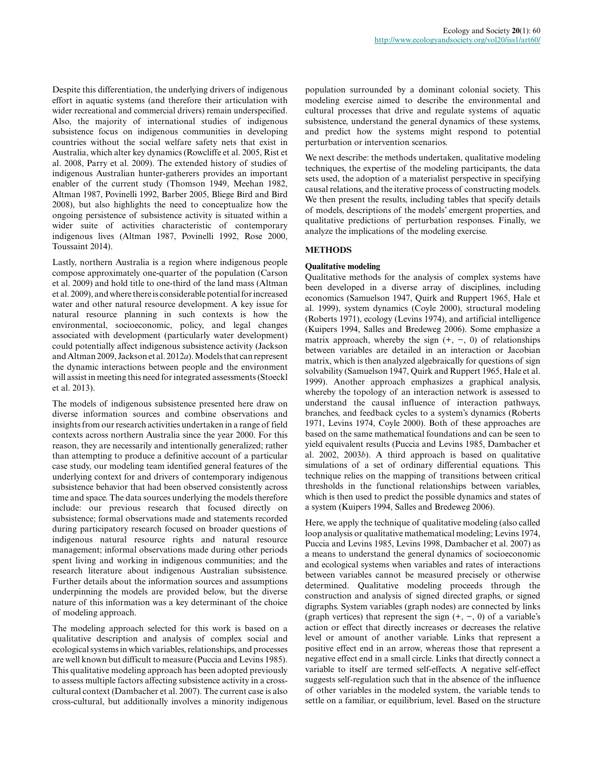Despite this differentiation, the underlying drivers of indigenous effort in aquatic systems (and therefore their articulation with wider recreational and commercial drivers) remain underspecified. Also, the majority of international studies of indigenous subsistence focus on indigenous communities in developing countries without the social welfare safety nets that exist in Australia, which alter key dynamics (Rowcliffe et al. 2005, Rist et al. 2008, Parry et al. 2009). The extended history of studies of indigenous Australian hunter-gatherers provides an important enabler of the current study (Thomson 1949, Meehan 1982, Altman 1987, Povinelli 1992, Barber 2005, Bliege Bird and Bird 2008), but also highlights the need to conceptualize how the ongoing persistence of subsistence activity is situated within a wider suite of activities characteristic of contemporary indigenous lives (Altman 1987, Povinelli 1992, Rose 2000, Toussaint 2014).

Lastly, northern Australia is a region where indigenous people compose approximately one-quarter of the population (Carson et al. 2009) and hold title to one-third of the land mass (Altman et al. 2009), and where there is considerable potential for increased water and other natural resource development. A key issue for natural resource planning in such contexts is how the environmental, socioeconomic, policy, and legal changes associated with development (particularly water development) could potentially affect indigenous subsistence activity (Jackson and Altman 2009, Jackson et al. 2012*a*). Models that can represent the dynamic interactions between people and the environment will assist in meeting this need for integrated assessments (Stoeckl et al. 2013).

The models of indigenous subsistence presented here draw on diverse information sources and combine observations and insights from our research activities undertaken in a range of field contexts across northern Australia since the year 2000. For this reason, they are necessarily and intentionally generalized; rather than attempting to produce a definitive account of a particular case study, our modeling team identified general features of the underlying context for and drivers of contemporary indigenous subsistence behavior that had been observed consistently across time and space. The data sources underlying the models therefore include: our previous research that focused directly on subsistence; formal observations made and statements recorded during participatory research focused on broader questions of indigenous natural resource rights and natural resource management; informal observations made during other periods spent living and working in indigenous communities; and the research literature about indigenous Australian subsistence. Further details about the information sources and assumptions underpinning the models are provided below, but the diverse nature of this information was a key determinant of the choice of modeling approach.

The modeling approach selected for this work is based on a qualitative description and analysis of complex social and ecological systems in which variables, relationships, and processes are well known but difficult to measure (Puccia and Levins 1985). This qualitative modeling approach has been adopted previously to assess multiple factors affecting subsistence activity in a cross-cultural context (Dambacher et al. 2007). The current case is also cross-cultural, but additionally involves a minority indigenous population surrounded by a dominant colonial society. This modeling exercise aimed to describe the environmental and cultural processes that drive and regulate systems of aquatic subsistence, understand the general dynamics of these systems, and predict how the systems might respond to potential perturbation or intervention scenarios.

We next describe: the methods undertaken, qualitative modeling techniques, the expertise of the modeling participants, the data sets used, the adoption of a materialist perspective in specifying causal relations, and the iterative process of constructing models. We then present the results, including tables that specify details of models, descriptions of the models' emergent properties, and qualitative predictions of perturbation responses. Finally, we analyze the implications of the modeling exercise.

## METHODS

### Qualitative modeling

Qualitative methods for the analysis of complex systems have been developed in a diverse array of disciplines, including economics (Samuelson 1947, Quirk and Ruppert 1965, Hale et al. 1999), system dynamics (Coyle 2000), structural modeling (Roberts 1971), ecology (Levins 1974), and artificial intelligence (Kuipers 1994, Salles and Bredeweg 2006). Some emphasize a matrix approach, whereby the sign (+, −, 0) of relationships between variables are detailed in an interaction or Jacobian matrix, which is then analyzed algebraically for questions of sign solvability (Samuelson 1947, Quirk and Ruppert 1965, Hale et al. 1999). Another approach emphasizes a graphical analysis, whereby the topology of an interaction network is assessed to understand the causal influence of interaction pathways, branches, and feedback cycles to a system's dynamics (Roberts 1971, Levins 1974, Coyle 2000). Both of these approaches are based on the same mathematical foundations and can be seen to yield equivalent results (Puccia and Levins 1985, Dambacher et al. 2002, 2003*b*). A third approach is based on qualitative simulations of a set of ordinary differential equations. This technique relies on the mapping of transitions between critical thresholds in the functional relationships between variables, which is then used to predict the possible dynamics and states of a system (Kuipers 1994, Salles and Bredeweg 2006).

Here, we apply the technique of qualitative modeling (also called loop analysis or qualitative mathematical modeling; Levins 1974, Puccia and Levins 1985, Levins 1998, Dambacher et al. 2007) as a means to understand the general dynamics of socioeconomic and ecological systems when variables and rates of interactions between variables cannot be measured precisely or otherwise determined. Qualitative modeling proceeds through the construction and analysis of signed directed graphs, or signed digraphs. System variables (graph nodes) are connected by links (graph vertices) that represent the sign (+, −, 0) of a variable's action or effect that directly increases or decreases the relative level or amount of another variable. Links that represent a positive effect end in an arrow, whereas those that represent a negative effect end in a small circle. Links that directly connect a variable to itself are termed self-effects. A negative self-effect suggests self-regulation such that in the absence of the influence of other variables in the modeled system, the variable tends to settle on a familiar, or equilibrium, level. Based on the structure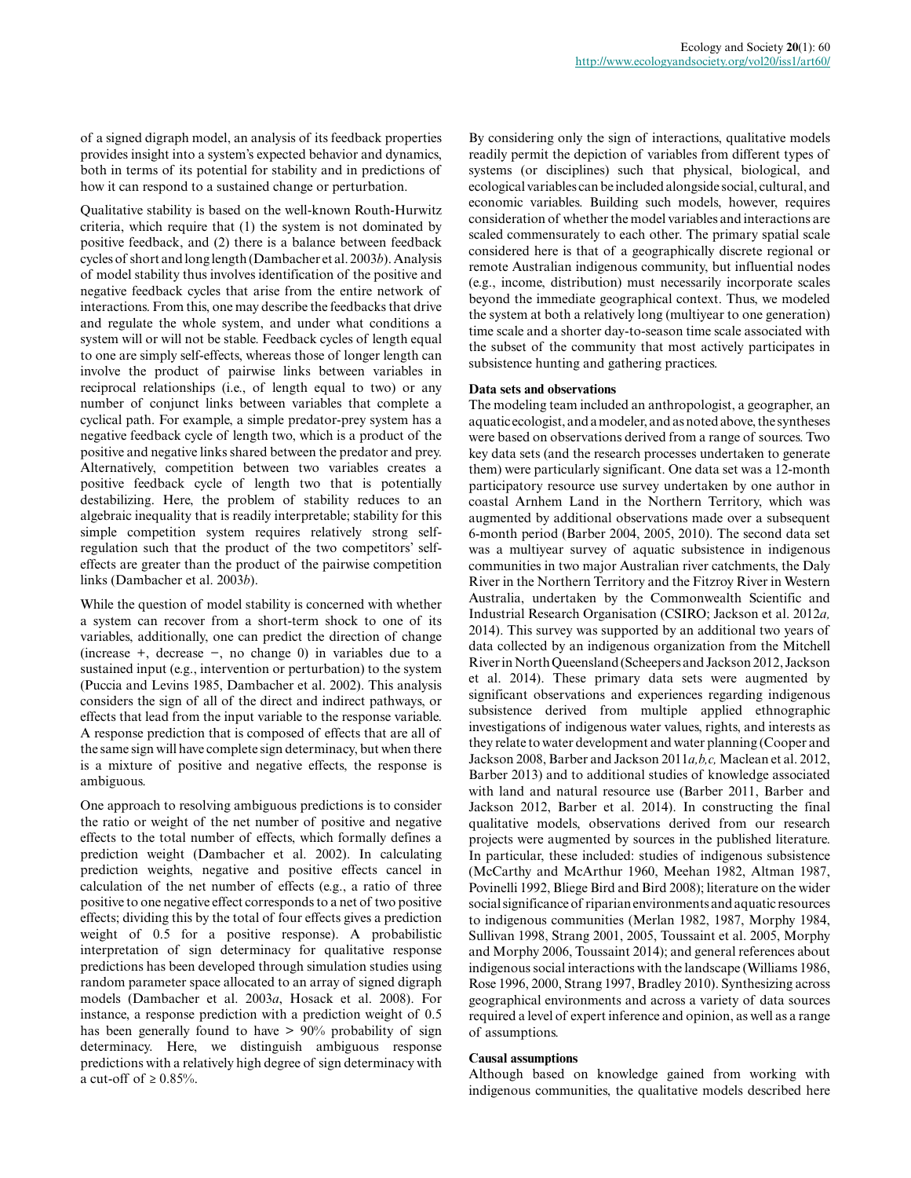of a signed digraph model, an analysis of its feedback properties provides insight into a system's expected behavior and dynamics, both in terms of its potential for stability and in predictions of how it can respond to a sustained change or perturbation.

Qualitative stability is based on the well-known Routh-Hurwitz criteria, which require that (1) the system is not dominated by positive feedback, and (2) there is a balance between feedback cycles of short and long length (Dambacher et al. 2003*b*). Analysis of model stability thus involves identification of the positive and negative feedback cycles that arise from the entire network of interactions. From this, one may describe the feedbacks that drive and regulate the whole system, and under what conditions a system will or will not be stable. Feedback cycles of length equal to one are simply self-effects, whereas those of longer length can involve the product of pairwise links between variables in reciprocal relationships (i.e., of length equal to two) or any number of conjunct links between variables that complete a cyclical path. For example, a simple predator-prey system has a negative feedback cycle of length two, which is a product of the positive and negative links shared between the predator and prey. Alternatively, competition between two variables creates a positive feedback cycle of length two that is potentially destabilizing. Here, the problem of stability reduces to an algebraic inequality that is readily interpretable; stability for this simple competition system requires relatively strong self-regulation such that the product of the two competitors' self-effects are greater than the product of the pairwise competition links (Dambacher et al. 2003*b*).

While the question of model stability is concerned with whether a system can recover from a short-term shock to one of its variables, additionally, one can predict the direction of change (increase +, decrease −, no change 0) in variables due to a sustained input (e.g., intervention or perturbation) to the system (Puccia and Levins 1985, Dambacher et al. 2002). This analysis considers the sign of all of the direct and indirect pathways, or effects that lead from the input variable to the response variable. A response prediction that is composed of effects that are all of the same sign will have complete sign determinancy, but when there is a mixture of positive and negative effects, the response is ambiguous.

One approach to resolving ambiguous predictions is to consider the ratio or weight of the net number of positive and negative effects to the total number of effects, which formally defines a prediction weight (Dambacher et al. 2002). In calculating prediction weights, negative and positive effects cancel in calculation of the net number of effects (e.g., a ratio of three positive to one negative effect corresponds to a net of two positive effects; dividing this by the total of four effects gives a prediction weight of 0.5 for a positive response). A probabilistic interpretation of sign determinacy for qualitative response predictions has been developed through simulation studies using random parameter space allocated to an array of signed digraph models (Dambacher et al. 2003*a*, Hosack et al. 2008). For instance, a response prediction with a prediction weight of 0.5 has been generally found to have > 90% probability of sign determinancy. Here, we distinguish ambiguous response predictions with a relatively high degree of sign determinacy with a cut-off of ≥ 0.85%.

By considering only the sign of interactions, qualitative models readily permit the depiction of variables from different types of systems (or disciplines) such that physical, biological, and ecological variables can be included alongside social, cultural, and economic variables. Building such models, however, requires consideration of whether the model variables and interactions are scaled commensurately to each other. The primary spatial scale considered here is that of a geographically discrete regional or remote Australian indigenous community, but influential nodes (e.g., income, distribution) must necessarily incorporate scales beyond the immediate geographical context. Thus, we modeled the system at both a relatively long (multiyear to one generation) time scale and a shorter day-to-season time scale associated with the subset of the community that most actively participates in subsistence hunting and gathering practices.

**Data sets and observations**

The modeling team included an anthropologist, a geographer, an aquatic ecologist, and a modeler, and as noted above, the syntheses were based on observations derived from a range of sources. Two key data sets (and the research processes undertaken to generate them) were particularly significant. One data set was a 12-month participatory resource use survey undertaken by one author in coastal Arnhem Land in the Northern Territory, which was augmented by additional observations made over a subsequent 6-month period (Barber 2004, 2005, 2010). The second data set was a multiyear survey of aquatic subsistence in indigenous communities in two major Australian river catchments, the Daly River in the Northern Territory and the Fitzroy River in Western Australia, undertaken by the Commonwealth Scientific and Industrial Research Organisation (CSIRO; Jackson et al. 2012*a,* 2014). This survey was supported by an additional two years of data collected by an indigenous organization from the Mitchell River in North Queensland (Scheepers and Jackson 2012, Jackson et al. 2014). These primary data sets were augmented by significant observations and experiences regarding indigenous subsistence derived from multiple applied ethnographic investigations of indigenous water values, rights, and interests as they relate to water development and water planning (Cooper and Jackson 2008, Barber and Jackson 2011*a,b,c,* Maclean et al. 2012, Barber 2013) and to additional studies of knowledge associated with land and natural resource use (Barber 2011, Barber and Jackson 2012, Barber et al. 2014). In constructing the final qualitative models, observations derived from our research projects were augmented by sources in the published literature. In particular, these included: studies of indigenous subsistence (McCarthy and McArthur 1960, Meehan 1982, Altman 1987, Povinelli 1992, Bliege Bird and Bird 2008); literature on the wider social significance of riparian environments and aquatic resources to indigenous communities (Merlan 1982, 1987, Morphy 1984, Sullivan 1998, Strang 2001, 2005, Toussaint et al. 2005, Morphy and Morphy 2006, Toussaint 2014); and general references about indigenous social interactions with the landscape (Williams 1986, Rose 1996, 2000, Strang 1997, Bradley 2010). Synthesizing across geographical environments and across a variety of data sources required a level of expert inference and opinion, as well as a range of assumptions.

**Causal assumptions**

Although based on knowledge gained from working with indigenous communities, the qualitative models described here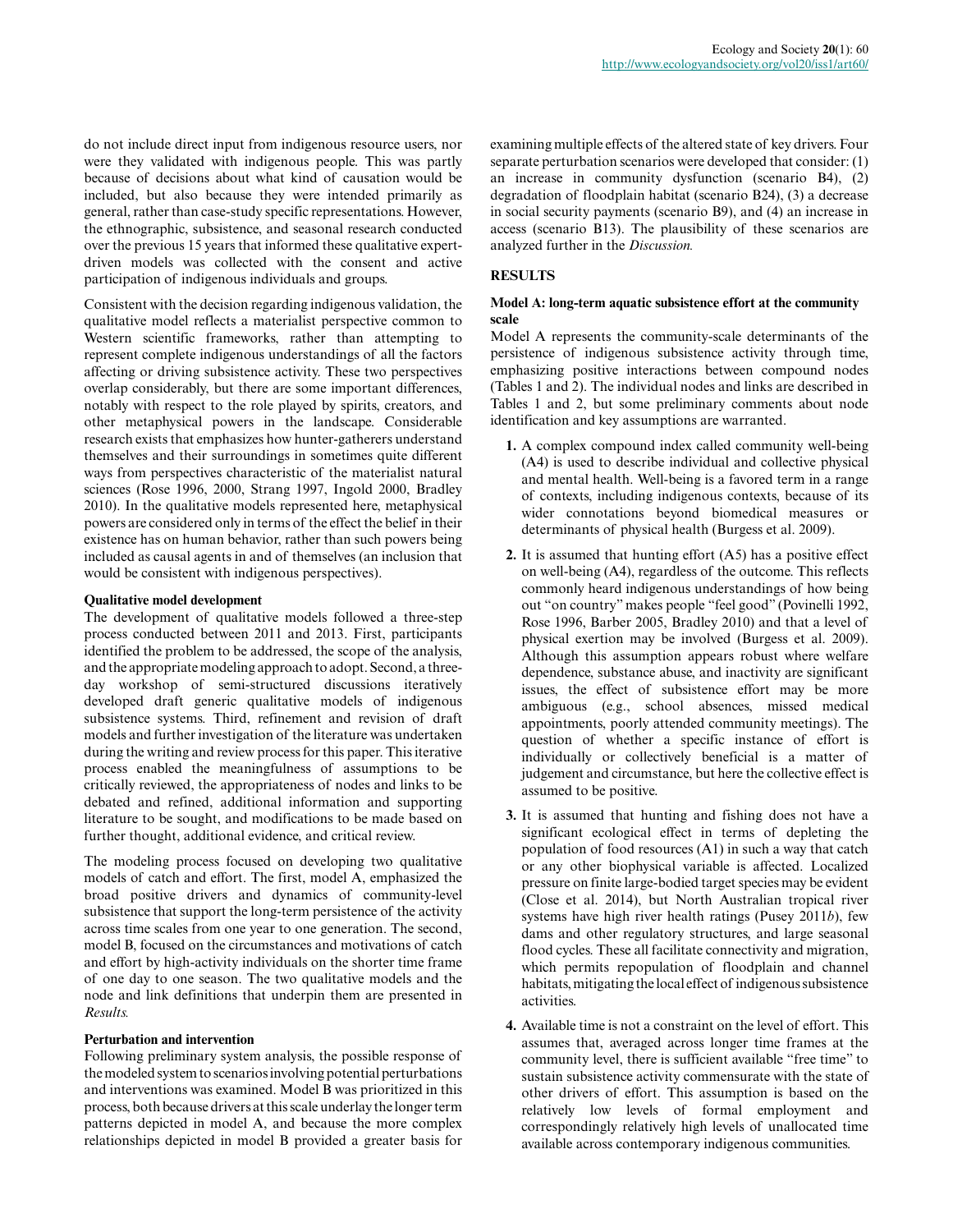do not include direct input from indigenous resource users, nor were they validated with indigenous people. This was partly because of decisions about what kind of causation would be included, but also because they were intended primarily as general, rather than case-study specific representations. However, the ethnographic, subsistence, and seasonal research conducted over the previous 15 years that informed these qualitative expert-driven models was collected with the consent and active participation of indigenous individuals and groups.

Consistent with the decision regarding indigenous validation, the qualitative model reflects a materialist perspective common to Western scientific frameworks, rather than attempting to represent complete indigenous understandings of all the factors affecting or driving subsistence activity. These two perspectives overlap considerably, but there are some important differences, notably with respect to the role played by spirits, creators, and other metaphysical powers in the landscape. Considerable research exists that emphasizes how hunter-gatherers understand themselves and their surroundings in sometimes quite different ways from perspectives characteristic of the materialist natural sciences (Rose 1996, 2000, Strang 1997, Ingold 2000, Bradley 2010). In the qualitative models represented here, metaphysical powers are considered only in terms of the effect the belief in their existence has on human behavior, rather than such powers being included as causal agents in and of themselves (an inclusion that would be consistent with indigenous perspectives).

### Qualitative model development

The development of qualitative models followed a three-step process conducted between 2011 and 2013. First, participants identified the problem to be addressed, the scope of the analysis, and the appropriate modeling approach to adopt. Second, a three-day workshop of semi-structured discussions iteratively developed draft generic qualitative models of indigenous subsistence systems. Third, refinement and revision of draft models and further investigation of the literature was undertaken during the writing and review process for this paper. This iterative process enabled the meaningfulness of assumptions to be critically reviewed, the appropriateness of nodes and links to be debated and refined, additional information and supporting literature to be sought, and modifications to be made based on further thought, additional evidence, and critical review.

The modeling process focused on developing two qualitative models of catch and effort. The first, model A, emphasized the broad positive drivers and dynamics of community-level subsistence that support the long-term persistence of the activity across time scales from one year to one generation. The second, model B, focused on the circumstances and motivations of catch and effort by high-activity individuals on the shorter time frame of one day to one season. The two qualitative models and the node and link definitions that underpin them are presented in *Results.*

### Perturbation and intervention

Following preliminary system analysis, the possible response of the modeled system to scenarios involving potential perturbations and interventions was examined. Model B was prioritized in this process, both because drivers at this scale underlay the longer term patterns depicted in model A, and because the more complex relationships depicted in model B provided a greater basis for examining multiple effects of the altered state of key drivers. Four separate perturbation scenarios were developed that consider: (1) an increase in community dysfunction (scenario B4), (2) degradation of floodplain habitat (scenario B24), (3) a decrease in social security payments (scenario B9), and (4) an increase in access (scenario B13). The plausibility of these scenarios are analyzed further in the *Discussion.*

## RESULTS

### Model A: long-term aquatic subsistence effort at the community scale

Model A represents the community-scale determinants of the persistence of indigenous subsistence activity through time, emphasizing positive interactions between compound nodes (Tables 1 and 2). The individual nodes and links are described in Tables 1 and 2, but some preliminary comments about node identification and key assumptions are warranted.

1. A complex compound index called community well-being (A4) is used to describe individual and collective physical and mental health. Well-being is a favored term in a range of contexts, including indigenous contexts, because of its wider connotations beyond biomedical measures or determinants of physical health (Burgess et al. 2009).
2. It is assumed that hunting effort (A5) has a positive effect on well-being (A4), regardless of the outcome. This reflects commonly heard indigenous understandings of how being out "on country" makes people "feel good" (Povinelli 1992, Rose 1996, Barber 2005, Bradley 2010) and that a level of physical exertion may be involved (Burgess et al. 2009). Although this assumption appears robust where welfare dependence, substance abuse, and inactivity are significant issues, the effect of subsistence effort may be more ambiguous (e.g., school absences, missed medical appointments, poorly attended community meetings). The question of whether a specific instance of effort is individually or collectively beneficial is a matter of judgement and circumstance, but here the collective effect is assumed to be positive.
3. It is assumed that hunting and fishing does not have a significant ecological effect in terms of depleting the population of food resources (A1) in such a way that catch or any other biophysical variable is affected. Localized pressure on finite large-bodied target species may be evident (Close et al. 2014), but North Australian tropical river systems have high river health ratings (Pusey 2011*b*), few dams and other regulatory structures, and large seasonal flood cycles. These all facilitate connectivity and migration, which permits repopulation of floodplain and channel habitats, mitigating the local effect of indigenous subsistence activities.
4. Available time is not a constraint on the level of effort. This assumes that, averaged across longer time frames at the community level, there is sufficient available "free time" to sustain subsistence activity commensurate with the state of other drivers of effort. This assumption is based on the relatively low levels of formal employment and correspondingly relatively high levels of unallocated time available across contemporary indigenous communities.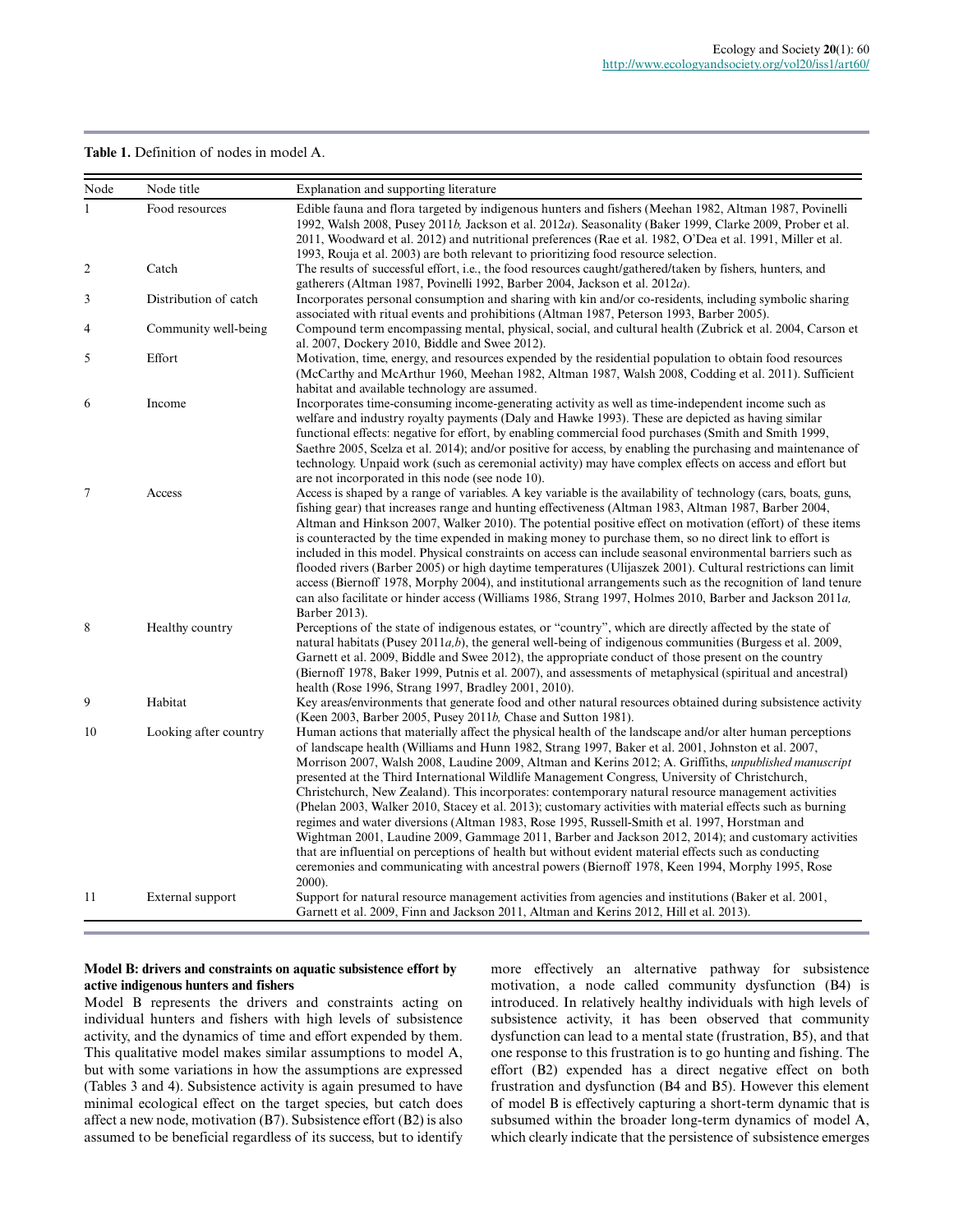**Table 1.** Definition of nodes in model A.

| Node | Node title | Explanation and supporting literature |
|---|---|---|
| 1 | Food resources | Edible fauna and flora targeted by indigenous hunters and fishers (Meehan 1982, Altman 1987, Povinelli 1992, Walsh 2008, Pusey 2011*b,* Jackson et al. 2012*a*). Seasonality (Baker 1999, Clarke 2009, Prober et al. 2011, Woodward et al. 2012) and nutritional preferences (Rae et al. 1982, O'Dea et al. 1991, Miller et al. 1993, Rouja et al. 2003) are both relevant to prioritizing food resource selection. |
| 2 | Catch | The results of successful effort, i.e., the food resources caught/gathered/taken by fishers, hunters, and gatherers (Altman 1987, Povinelli 1992, Barber 2004, Jackson et al. 2012*a*). |
| 3 | Distribution of catch | Incorporates personal consumption and sharing with kin and/or co-residents, including symbolic sharing associated with ritual events and prohibitions (Altman 1987, Peterson 1993, Barber 2005). |
| 4 | Community well-being | Compound term encompassing mental, physical, social, and cultural health (Zubrick et al. 2004, Carson et al. 2007, Dockery 2010, Biddle and Swee 2012). |
| 5 | Effort | Motivation, time, energy, and resources expended by the residential population to obtain food resources (McCarthy and McArthur 1960, Meehan 1982, Altman 1987, Walsh 2008, Codding et al. 2011). Sufficient habitat and available technology are assumed. |
| 6 | Income | Incorporates time-consuming income-generating activity as well as time-independent income such as welfare and industry royalty payments (Daly and Hawke 1993). These are depicted as having similar functional effects: negative for effort, by enabling commercial food purchases (Smith and Smith 1999, Saethre 2005, Scelza et al. 2014); and/or positive for access, by enabling the purchasing and maintenance of technology. Unpaid work (such as ceremonial activity) may have complex effects on access and effort but are not incorporated in this node (see node 10). |
| 7 | Access | Access is shaped by a range of variables. A key variable is the availability of technology (cars, boats, guns, fishing gear) that increases range and hunting effectiveness (Altman 1983, Altman 1987, Barber 2004, Altman and Hinkson 2007, Walker 2010). The potential positive effect on motivation (effort) of these items is counteracted by the time expended in making money to purchase them, so no direct link to effort is included in this model. Physical constraints on access can include seasonal environmental barriers such as flooded rivers (Barber 2005) or high daytime temperatures (Ulijaszek 2001). Cultural restrictions can limit access (Biernoff 1978, Morphy 2004), and institutional arrangements such as the recognition of land tenure can also facilitate or hinder access (Williams 1986, Strang 1997, Holmes 2010, Barber and Jackson 2011*a,* Barber 2013). |
| 8 | Healthy country | Perceptions of the state of indigenous estates, or "country", which are directly affected by the state of natural habitats (Pusey 2011*a,b*), the general well-being of indigenous communities (Burgess et al. 2009, Garnett et al. 2009, Biddle and Swee 2012), the appropriate conduct of those present on the country (Biernoff 1978, Baker 1999, Putnis et al. 2007), and assessments of metaphysical (spiritual and ancestral) health (Rose 1996, Strang 1997, Bradley 2001, 2010). |
| 9 | Habitat | Key areas/environments that generate food and other natural resources obtained during subsistence activity (Keen 2003, Barber 2005, Pusey 2011*b,* Chase and Sutton 1981). |
| 10 | Looking after country | Human actions that materially affect the physical health of the landscape and/or alter human perceptions of landscape health (Williams and Hunn 1982, Strang 1997, Baker et al. 2001, Johnston et al. 2007, Morrison 2007, Walsh 2008, Laudine 2009, Altman and Kerins 2012; A. Griffiths, *unpublished manuscript* presented at the Third International Wildlife Management Congress, University of Christchurch, Christchurch, New Zealand). This incorporates: contemporary natural resource management activities (Phelan 2003, Walker 2010, Stacey et al. 2013); customary activities with material effects such as burning regimes and water diversions (Altman 1983, Rose 1995, Russell-Smith et al. 1997, Horstman and Wightman 2001, Laudine 2009, Gammage 2011, Barber and Jackson 2012, 2014); and customary activities that are influential on perceptions of health but without evident material effects such as conducting ceremonies and communicating with ancestral powers (Biernoff 1978, Keen 1994, Morphy 1995, Rose 2000). |
| 11 | External support | Support for natural resource management activities from agencies and institutions (Baker et al. 2001, Garnett et al. 2009, Finn and Jackson 2011, Altman and Kerins 2012, Hill et al. 2013). |

### Model B: drivers and constraints on aquatic subsistence effort by active indigenous hunters and fishers

Model B represents the drivers and constraints acting on individual hunters and fishers with high levels of subsistence activity, and the dynamics of time and effort expended by them. This qualitative model makes similar assumptions to model A, but with some variations in how the assumptions are expressed (Tables 3 and 4). Subsistence activity is again presumed to have minimal ecological effect on the target species, but catch does affect a new node, motivation (B7). Subsistence effort (B2) is also assumed to be beneficial regardless of its success, but to identify more effectively an alternative pathway for subsistence motivation, a node called community dysfunction (B4) is introduced. In relatively healthy individuals with high levels of subsistence activity, it has been observed that community dysfunction can lead to a mental state (frustration, B5), and that one response to this frustration is to go hunting and fishing. The effort (B2) expended has a direct negative effect on both frustration and dysfunction (B4 and B5). However this element of model B is effectively capturing a short-term dynamic that is subsumed within the broader long-term dynamics of model A, which clearly indicate that the persistence of subsistence emerges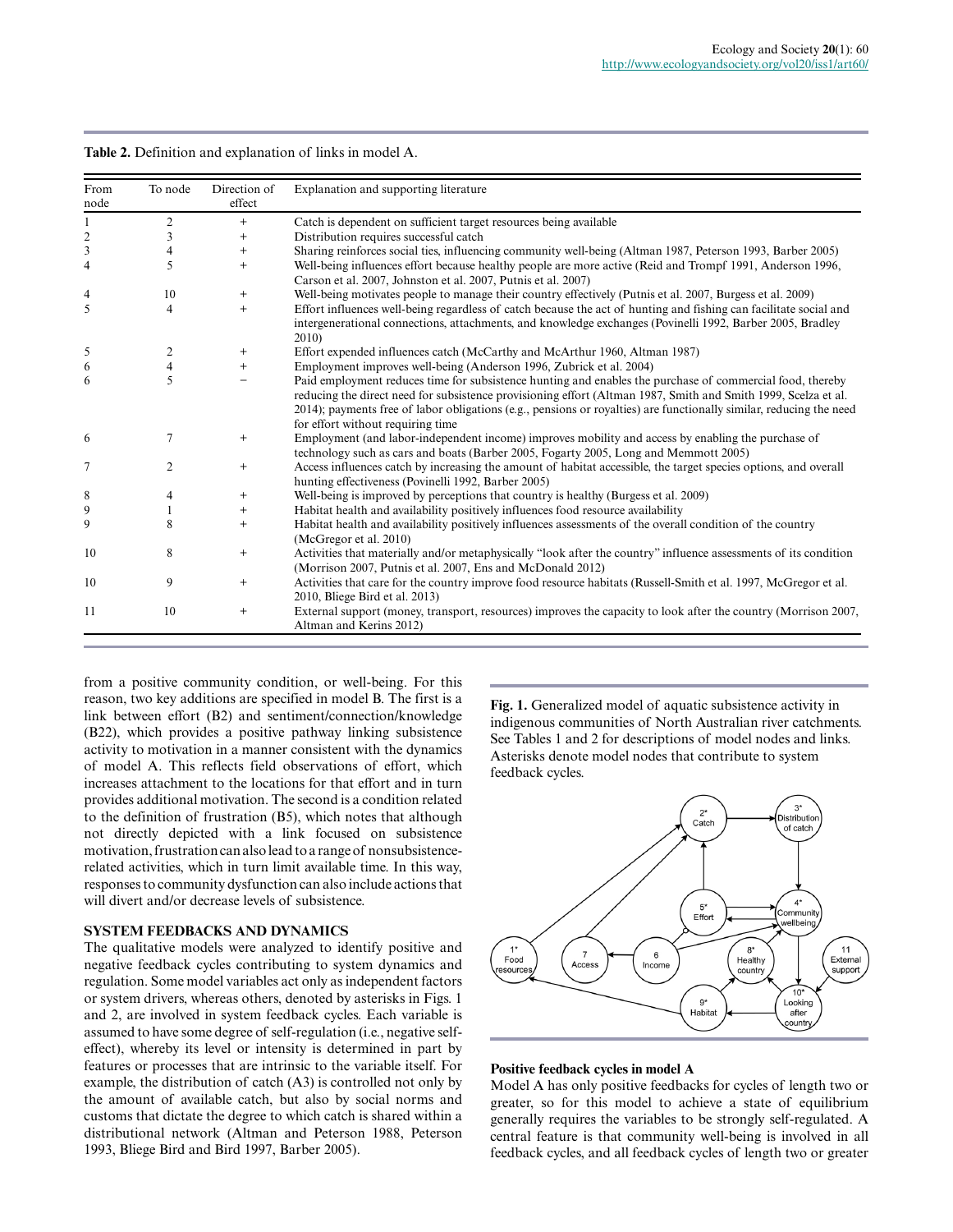**Table 2.** Definition and explanation of links in model A.

| From node | To node | Direction of effect | Explanation and supporting literature |
|---|---|---|---|
| 1 | 2 | + | Catch is dependent on sufficient target resources being available |
| 2 | 3 | + | Distribution requires successful catch |
| 3 | 4 | + | Sharing reinforces social ties, influencing community well-being (Altman 1987, Peterson 1993, Barber 2005) |
| 4 | 5 | + | Well-being influences effort because healthy people are more active (Reid and Trompf 1991, Anderson 1996, Carson et al. 2007, Johnston et al. 2007, Putnis et al. 2007) |
| 4 | 10 | + | Well-being motivates people to manage their country effectively (Putnis et al. 2007, Burgess et al. 2009) |
| 5 | 4 | + | Effort influences well-being regardless of catch because the act of hunting and fishing can facilitate social and intergenerational connections, attachments, and knowledge exchanges (Povinelli 1992, Barber 2005, Bradley 2010) |
| 5 | 2 | + | Effort expended influences catch (McCarthy and McArthur 1960, Altman 1987) |
| 6 | 4 | + | Employment improves well-being (Anderson 1996, Zubrick et al. 2004) |
| 6 | 5 | − | Paid employment reduces time for subsistence hunting and enables the purchase of commercial food, thereby reducing the direct need for subsistence provisioning effort (Altman 1987, Smith and Smith 1999, Scelza et al. 2014); payments free of labor obligations (e.g., pensions or royalties) are functionally similar, reducing the need for effort without requiring time |
| 6 | 7 | + | Employment (and labor-independent income) improves mobility and access by enabling the purchase of technology such as cars and boats (Barber 2005, Fogarty 2005, Long and Memmott 2005) |
| 7 | 2 | + | Access influences catch by increasing the amount of habitat accessible, the target species options, and overall hunting effectiveness (Povinelli 1992, Barber 2005) |
| 8 | 4 | + | Well-being is improved by perceptions that country is healthy (Burgess et al. 2009) |
| 9 | 1 | + | Habitat health and availability positively influences food resource availability |
| 9 | 8 | + | Habitat health and availability positively influences assessments of the overall condition of the country (McGregor et al. 2010) |
| 10 | 8 | + | Activities that materially and/or metaphysically "look after the country" influence assessments of its condition (Morrison 2007, Putnis et al. 2007, Ens and McDonald 2012) |
| 10 | 9 | + | Activities that care for the country improve food resource habitats (Russell-Smith et al. 1997, McGregor et al. 2010, Bliege Bird et al. 2013) |
| 11 | 10 | + | External support (money, transport, resources) improves the capacity to look after the country (Morrison 2007, Altman and Kerins 2012) |

from a positive community condition, or well-being. For this reason, two key additions are specified in model B. The first is a link between effort (B2) and sentiment/connection/knowledge (B22), which provides a positive pathway linking subsistence activity to motivation in a manner consistent with the dynamics of model A. This reflects field observations of effort, which increases attachment to the locations for that effort and in turn provides additional motivation. The second is a condition related to the definition of frustration (B5), which notes that although not directly depicted with a link focused on subsistence motivation, frustration can also lead to a range of nonsubsistence-related activities, which in turn limit available time. In this way, responses to community dysfunction can also include actions that will divert and/or decrease levels of subsistence.

## SYSTEM FEEDBACKS AND DYNAMICS

The qualitative models were analyzed to identify positive and negative feedback cycles contributing to system dynamics and regulation. Some model variables act only as independent factors or system drivers, whereas others, denoted by asterisks in Figs. 1 and 2, are involved in system feedback cycles. Each variable is assumed to have some degree of self-regulation (i.e., negative self-effect), whereby its level or intensity is determined in part by features or processes that are intrinsic to the variable itself. For example, the distribution of catch (A3) is controlled not only by the amount of available catch, but also by social norms and customs that dictate the degree to which catch is shared within a distributional network (Altman and Peterson 1988, Peterson 1993, Bliege Bird and Bird 1997, Barber 2005).

**Fig. 1.** Generalized model of aquatic subsistence activity in indigenous communities of North Australian river catchments. See Tables 1 and 2 for descriptions of model nodes and links. Asterisks denote model nodes that contribute to system feedback cycles.

### Positive feedback cycles in model A

Model A has only positive feedbacks for cycles of length two or greater, so for this model to achieve a state of equilibrium generally requires the variables to be strongly self-regulated. A central feature is that community well-being is involved in all feedback cycles, and all feedback cycles of length two or greater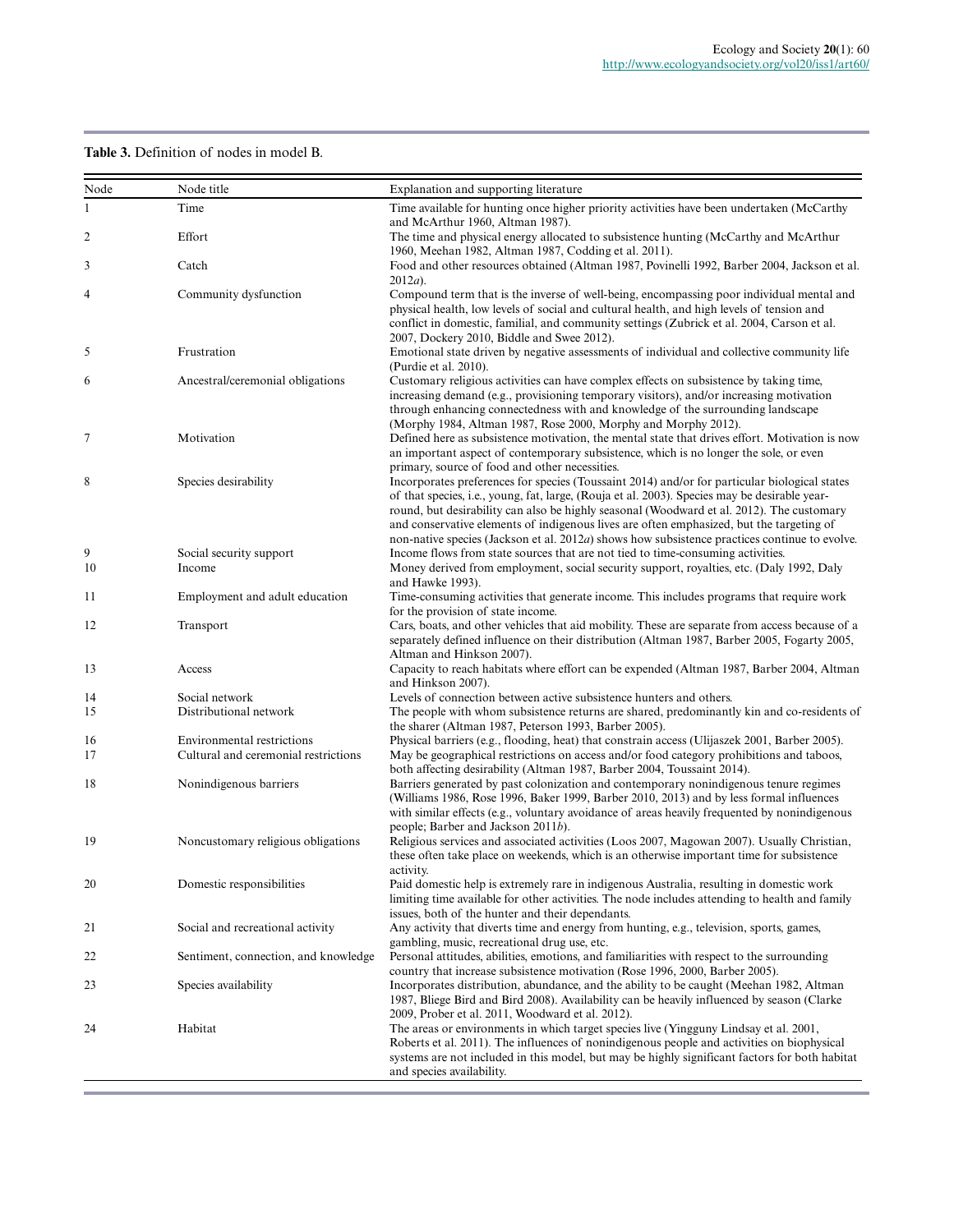**Table 3.** Definition of nodes in model B.

| Node | Node title | Explanation and supporting literature |
|---|---|---|
| 1 | Time | Time available for hunting once higher priority activities have been undertaken (McCarthy and McArthur 1960, Altman 1987). |
| 2 | Effort | The time and physical energy allocated to subsistence hunting (McCarthy and McArthur 1960, Meehan 1982, Altman 1987, Codding et al. 2011). |
| 3 | Catch | Food and other resources obtained (Altman 1987, Povinelli 1992, Barber 2004, Jackson et al. 2012*a*). |
| 4 | Community dysfunction | Compound term that is the inverse of well-being, encompassing poor individual mental and physical health, low levels of social and cultural health, and high levels of tension and conflict in domestic, familial, and community settings (Zubrick et al. 2004, Carson et al. 2007, Dockery 2010, Biddle and Swee 2012). |
| 5 | Frustration | Emotional state driven by negative assessments of individual and collective community life (Purdie et al. 2010). |
| 6 | Ancestral/ceremonial obligations | Customary religious activities can have complex effects on subsistence by taking time, increasing demand (e.g., provisioning temporary visitors), and/or increasing motivation through enhancing connectedness with and knowledge of the surrounding landscape (Morphy 1984, Altman 1987, Rose 2000, Morphy and Morphy 2012). |
| 7 | Motivation | Defined here as subsistence motivation, the mental state that drives effort. Motivation is now an important aspect of contemporary subsistence, which is no longer the sole, or even primary, source of food and other necessities. |
| 8 | Species desirability | Incorporates preferences for species (Toussaint 2014) and/or for particular biological states of that species, i.e., young, fat, large, (Rouja et al. 2003). Species may be desirable year-round, but desirability can also be highly seasonal (Woodward et al. 2012). The customary and conservative elements of indigenous lives are often emphasized, but the targeting of non-native species (Jackson et al. 2012*a*) shows how subsistence practices continue to evolve. |
| 9 | Social security support | Income flows from state sources that are not tied to time-consuming activities. |
| 10 | Income | Money derived from employment, social security support, royalties, etc. (Daly 1992, Daly and Hawke 1993). |
| 11 | Employment and adult education | Time-consuming activities that generate income. This includes programs that require work for the provision of state income. |
| 12 | Transport | Cars, boats, and other vehicles that aid mobility. These are separate from access because of a separately defined influence on their distribution (Altman 1987, Barber 2005, Fogarty 2005, Altman and Hinkson 2007). |
| 13 | Access | Capacity to reach habitats where effort can be expended (Altman 1987, Barber 2004, Altman and Hinkson 2007). |
| 14 | Social network | Levels of connection between active subsistence hunters and others. |
| 15 | Distributional network | The people with whom subsistence returns are shared, predominantly kin and co-residents of the sharer (Altman 1987, Peterson 1993, Barber 2005). |
| 16 | Environmental restrictions | Physical barriers (e.g., flooding, heat) that constrain access (Ulijaszek 2001, Barber 2005). |
| 17 | Cultural and ceremonial restrictions | May be geographical restrictions on access and/or food category prohibitions and taboos, both affecting desirability (Altman 1987, Barber 2004, Toussaint 2014). |
| 18 | Nonindigenous barriers | Barriers generated by past colonization and contemporary nonindigenous tenure regimes (Williams 1986, Rose 1996, Baker 1999, Barber 2010, 2013) and by less formal influences with similar effects (e.g., voluntary avoidance of areas heavily frequented by nonindigenous people; Barber and Jackson 2011*b*). |
| 19 | Noncustomary religious obligations | Religious services and associated activities (Loos 2007, Magowan 2007). Usually Christian, these often take place on weekends, which is an otherwise important time for subsistence activity. |
| 20 | Domestic responsibilities | Paid domestic help is extremely rare in indigenous Australia, resulting in domestic work limiting time available for other activities. The node includes attending to health and family issues, both of the hunter and their dependants. |
| 21 | Social and recreational activity | Any activity that diverts time and energy from hunting, e.g., television, sports, games, gambling, music, recreational drug use, etc. |
| 22 | Sentiment, connection, and knowledge | Personal attitudes, abilities, emotions, and familiarities with respect to the surrounding country that increase subsistence motivation (Rose 1996, 2000, Barber 2005). |
| 23 | Species availability | Incorporates distribution, abundance, and the ability to be caught (Meehan 1982, Altman 1987, Bliege Bird and Bird 2008). Availability can be heavily influenced by season (Clarke 2009, Prober et al. 2011, Woodward et al. 2012). |
| 24 | Habitat | The areas or environments in which target species live (Yingguny Lindsay et al. 2001, Roberts et al. 2011). The influences of nonindigenous people and activities on biophysical systems are not included in this model, but may be highly significant factors for both habitat and species availability. |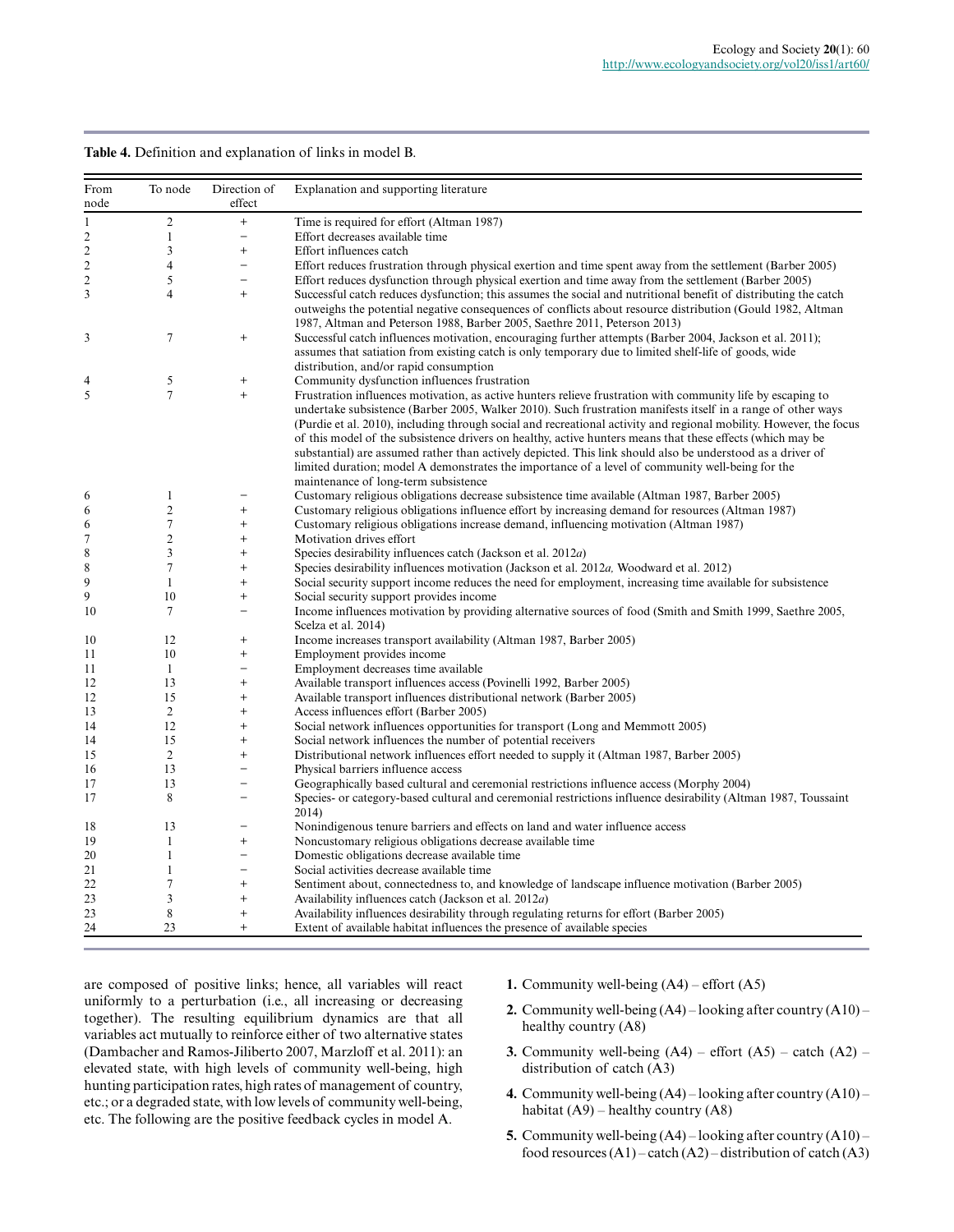**Table 4.** Definition and explanation of links in model B.

| From node | To node | Direction of effect | Explanation and supporting literature |
|---|---|---|---|
| 1 | 2 | + | Time is required for effort (Altman 1987) |
| 2 | 1 | − | Effort decreases available time |
| 2 | 3 | + | Effort influences catch |
| 2 | 4 | − | Effort reduces frustration through physical exertion and time spent away from the settlement (Barber 2005) |
| 2 | 5 | − | Effort reduces dysfunction through physical exertion and time away from the settlement (Barber 2005) |
| 3 | 4 | + | Successful catch reduces dysfunction; this assumes the social and nutritional benefit of distributing the catch outweighs the potential negative consequences of conflicts about resource distribution (Gould 1982, Altman 1987, Altman and Peterson 1988, Barber 2005, Saethre 2011, Peterson 2013) |
| 3 | 7 | + | Successful catch influences motivation, encouraging further attempts (Barber 2004, Jackson et al. 2011); assumes that satiation from existing catch is only temporary due to limited shelf-life of goods, wide distribution, and/or rapid consumption |
| 4 | 5 | + | Community dysfunction influences frustration |
| 5 | 7 | + | Frustration influences motivation, as active hunters relieve frustration with community life by escaping to undertake subsistence (Barber 2005, Walker 2010). Such frustration manifests itself in a range of other ways (Purdie et al. 2010), including through social and recreational activity and regional mobility. However, the focus of this model of the subsistence drivers on healthy, active hunters means that these effects (which may be substantial) are assumed rather than actively depicted. This link should also be understood as a driver of limited duration; model A demonstrates the importance of a level of community well-being for the maintenance of long-term subsistence |
| 6 | 1 | − | Customary religious obligations decrease subsistence time available (Altman 1987, Barber 2005) |
| 6 | 2 | + | Customary religious obligations influence effort by increasing demand for resources (Altman 1987) |
| 6 | 7 | + | Customary religious obligations increase demand, influencing motivation (Altman 1987) |
| 7 | 2 | + | Motivation drives effort |
| 8 | 3 | + | Species desirability influences catch (Jackson et al. 2012*a*) |
| 8 | 7 | + | Species desirability influences motivation (Jackson et al. 2012*a,* Woodward et al. 2012) |
| 9 | 1 | + | Social security support income reduces the need for employment, increasing time available for subsistence |
| 9 | 10 | + | Social security support provides income |
| 10 | 7 | − | Income influences motivation by providing alternative sources of food (Smith and Smith 1999, Saethre 2005, Scelza et al. 2014) |
| 10 | 12 | + | Income increases transport availability (Altman 1987, Barber 2005) |
| 11 | 10 | + | Employment provides income |
| 11 | 1 | − | Employment decreases time available |
| 12 | 13 | + | Available transport influences access (Povinelli 1992, Barber 2005) |
| 12 | 15 | + | Available transport influences distributional network (Barber 2005) |
| 13 | 2 | + | Access influences effort (Barber 2005) |
| 14 | 12 | + | Social network influences opportunities for transport (Long and Memmott 2005) |
| 14 | 15 | + | Social network influences the number of potential receivers |
| 15 | 2 | + | Distributional network influences effort needed to supply it (Altman 1987, Barber 2005) |
| 16 | 13 | − | Physical barriers influence access |
| 17 | 13 | − | Geographically based cultural and ceremonial restrictions influence access (Morphy 2004) |
| 17 | 8 | − | Species- or category-based cultural and ceremonial restrictions influence desirability (Altman 1987, Toussaint 2014) |
| 18 | 13 | − | Nonindigenous tenure barriers and effects on land and water influence access |
| 19 | 1 | + | Noncustomary religious obligations decrease available time |
| 20 | 1 | − | Domestic obligations decrease available time |
| 21 | 1 | − | Social activities decrease available time |
| 22 | 7 | + | Sentiment about, connectedness to, and knowledge of landscape influence motivation (Barber 2005) |
| 23 | 3 | + | Availability influences catch (Jackson et al. 2012*a*) |
| 23 | 8 | + | Availability influences desirability through regulating returns for effort (Barber 2005) |
| 24 | 23 | + | Extent of available habitat influences the presence of available species |

are composed of positive links; hence, all variables will react uniformly to a perturbation (i.e., all increasing or decreasing together). The resulting equilibrium dynamics are that all variables act mutually to reinforce either of two alternative states (Dambacher and Ramos-Jiliberto 2007, Marzloff et al. 2011): an elevated state, with high levels of community well-being, high hunting participation rates, high rates of management of country, etc.; or a degraded state, with low levels of community well-being, etc. The following are the positive feedback cycles in model A.

1. Community well-being (A4) – effort (A5)
2. Community well-being (A4) – looking after country (A10) – healthy country (A8)
3. Community well-being (A4) – effort (A5) – catch (A2) – distribution of catch (A3)
4. Community well-being (A4) – looking after country (A10) – habitat (A9) – healthy country (A8)
5. Community well-being (A4) – looking after country (A10) – food resources (A1) – catch (A2) – distribution of catch (A3)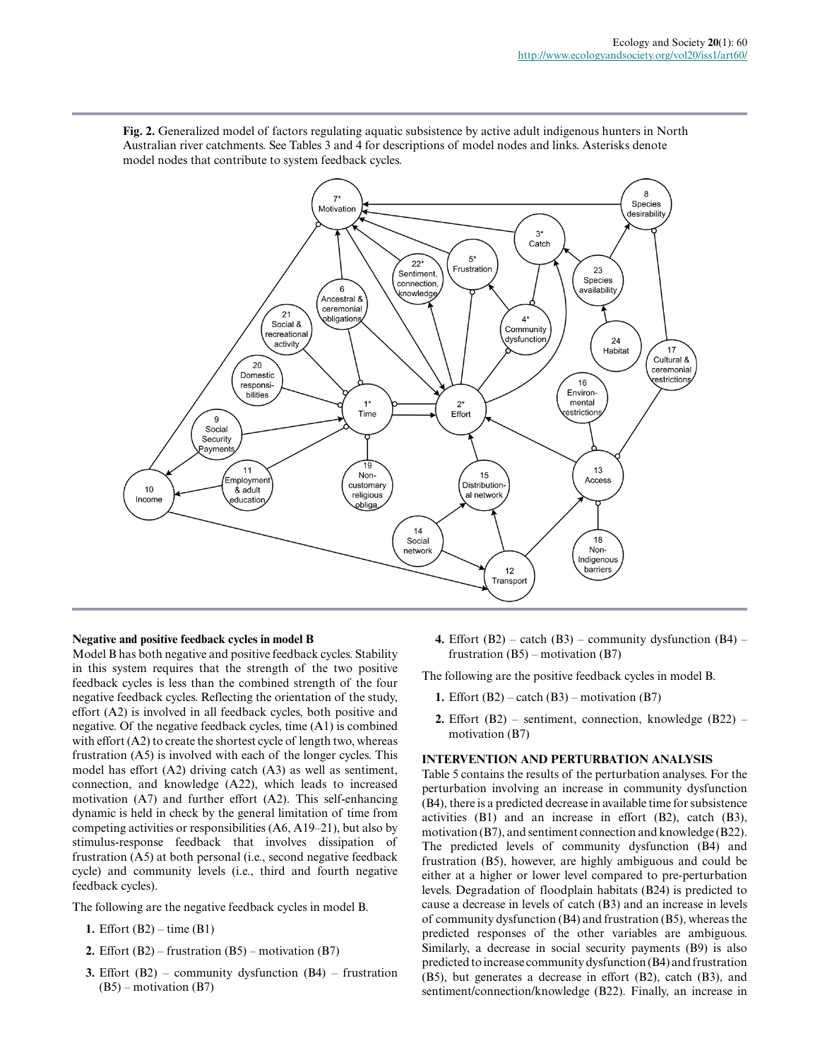**Fig. 2.** Generalized model of factors regulating aquatic subsistence by active adult indigenous hunters in North Australian river catchments. See Tables 3 and 4 for descriptions of model nodes and links. Asterisks denote model nodes that contribute to system feedback cycles.

### Negative and positive feedback cycles in model B

Model B has both negative and positive feedback cycles. Stability in this system requires that the strength of the two positive feedback cycles is less than the combined strength of the four negative feedback cycles. Reflecting the orientation of the study, effort (A2) is involved in all feedback cycles, both positive and negative. Of the negative feedback cycles, time (A1) is combined with effort (A2) to create the shortest cycle of length two, whereas frustration (A5) is involved with each of the longer cycles. This model has effort (A2) driving catch (A3) as well as sentiment, connection, and knowledge (A22), which leads to increased motivation (A7) and further effort (A2). This self-enhancing dynamic is held in check by the general limitation of time from competing activities or responsibilities (A6, A19–21), but also by stimulus-response feedback that involves dissipation of frustration (A5) at both personal (i.e., second negative feedback cycle) and community levels (i.e., third and fourth negative feedback cycles).

The following are the negative feedback cycles in model B.

1. Effort (B2) – time (B1)
2. Effort (B2) – frustration (B5) – motivation (B7)
3. Effort (B2) – community dysfunction (B4) – frustration (B5) – motivation (B7)
4. Effort (B2) – catch (B3) – community dysfunction (B4) – frustration (B5) – motivation (B7)

The following are the positive feedback cycles in model B.

1. Effort (B2) – catch (B3) – motivation (B7)
2. Effort (B2) – sentiment, connection, knowledge (B22) – motivation (B7)

## INTERVENTION AND PERTURBATION ANALYSIS

Table 5 contains the results of the perturbation analyses. For the perturbation involving an increase in community dysfunction (B4), there is a predicted decrease in available time for subsistence activities (B1) and an increase in effort (B2), catch (B3), motivation (B7), and sentiment connection and knowledge (B22). The predicted levels of community dysfunction (B4) and frustration (B5), however, are highly ambiguous and could be either at a higher or lower level compared to pre-perturbation levels. Degradation of floodplain habitats (B24) is predicted to cause a decrease in levels of catch (B3) and an increase in levels of community dysfunction (B4) and frustration (B5), whereas the predicted responses of the other variables are ambiguous. Similarly, a decrease in social security payments (B9) is also predicted to increase community dysfunction (B4) and frustration (B5), but generates a decrease in effort (B2), catch (B3), and sentiment/connection/knowledge (B22). Finally, an increase in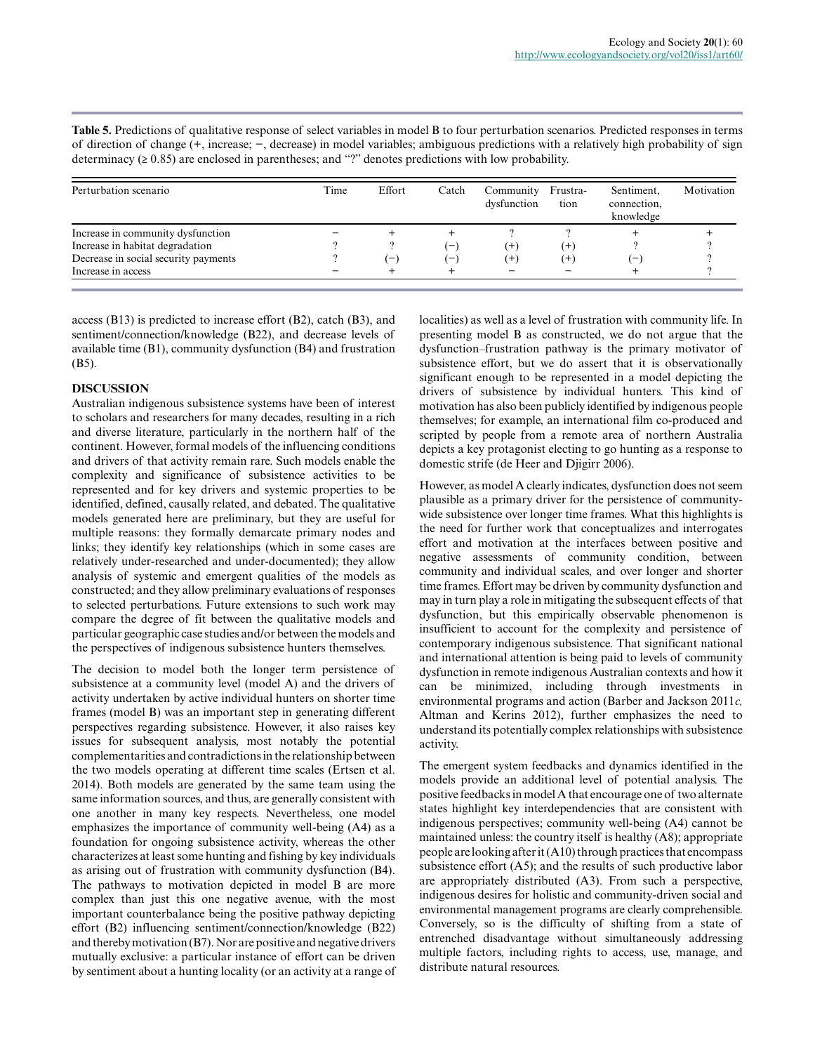**Table 5.** Predictions of qualitative response of select variables in model B to four perturbation scenarios. Predicted responses in terms of direction of change (+, increase; −, decrease) in model variables; ambiguous predictions with a relatively high probability of sign determinacy (≥ 0.85) are enclosed in parentheses; and "?" denotes predictions with low probability.

| Perturbation scenario | Time | Effort | Catch | Community dysfunction | Frustration | Sentiment, connection, knowledge | Motivation |
|---|---|---|---|---|---|---|---|
| Increase in community dysfunction | − | + | + | ? | ? | + | + |
| Increase in habitat degradation | ? | ? | (−) | (+) | (+) | ? | ? |
| Decrease in social security payments | ? | (−) | (−) | (+) | (+) | (−) | ? |
| Increase in access | − | + | + | − | − | + | ? |

access (B13) is predicted to increase effort (B2), catch (B3), and sentiment/connection/knowledge (B22), and decrease levels of available time (B1), community dysfunction (B4) and frustration (B5).

## DISCUSSION

Australian indigenous subsistence systems have been of interest to scholars and researchers for many decades, resulting in a rich and diverse literature, particularly in the northern half of the continent. However, formal models of the influencing conditions and drivers of that activity remain rare. Such models enable the complexity and significance of subsistence activities to be represented and for key drivers and systemic properties to be identified, defined, causally related, and debated. The qualitative models generated here are preliminary, but they are useful for multiple reasons: they formally demarcate primary nodes and links; they identify key relationships (which in some cases are relatively under-researched and under-documented); they allow analysis of systemic and emergent qualities of the models as constructed; and they allow preliminary evaluations of responses to selected perturbations. Future extensions to such work may compare the degree of fit between the qualitative models and particular geographic case studies and/or between the models and the perspectives of indigenous subsistence hunters themselves.

The decision to model both the longer term persistence of subsistence at a community level (model A) and the drivers of activity undertaken by active individual hunters on shorter time frames (model B) was an important step in generating different perspectives regarding subsistence. However, it also raises key issues for subsequent analysis, most notably the potential complementarities and contradictions in the relationship between the two models operating at different time scales (Ertsen et al. 2014). Both models are generated by the same team using the same information sources, and thus, are generally consistent with one another in many key respects. Nevertheless, one model emphasizes the importance of community well-being (A4) as a foundation for ongoing subsistence activity, whereas the other characterizes at least some hunting and fishing by key individuals as arising out of frustration with community dysfunction (B4). The pathways to motivation depicted in model B are more complex than just this one negative avenue, with the most important counterbalance being the positive pathway depicting effort (B2) influencing sentiment/connection/knowledge (B22) and thereby motivation (B7). Nor are positive and negative drivers mutually exclusive: a particular instance of effort can be driven by sentiment about a hunting locality (or an activity at a range of localities) as well as a level of frustration with community life. In presenting model B as constructed, we do not argue that the dysfunction–frustration pathway is the primary motivator of subsistence effort, but we do assert that it is observationally significant enough to be represented in a model depicting the drivers of subsistence by individual hunters. This kind of motivation has also been publicly identified by indigenous people themselves; for example, an international film co-produced and scripted by people from a remote area of northern Australia depicts a key protagonist electing to go hunting as a response to domestic strife (de Heer and Djigirr 2006).

However, as model A clearly indicates, dysfunction does not seem plausible as a primary driver for the persistence of community-wide subsistence over longer time frames. What this highlights is the need for further work that conceptualizes and interrogates effort and motivation at the interfaces between positive and negative assessments of community condition, between community and individual scales, and over longer and shorter time frames. Effort may be driven by community dysfunction and may in turn play a role in mitigating the subsequent effects of that dysfunction, but this empirically observable phenomenon is insufficient to account for the complexity and persistence of contemporary indigenous subsistence. That significant national and international attention is being paid to levels of community dysfunction in remote indigenous Australian contexts and how it can be minimized, including through investments in environmental programs and action (Barber and Jackson 2011*c*, Altman and Kerins 2012), further emphasizes the need to understand its potentially complex relationships with subsistence activity.

The emergent system feedbacks and dynamics identified in the models provide an additional level of potential analysis. The positive feedbacks in model A that encourage one of two alternate states highlight key interdependencies that are consistent with indigenous perspectives; community well-being (A4) cannot be maintained unless: the country itself is healthy (A8); appropriate people are looking after it (A10) through practices that encompass subsistence effort (A5); and the results of such productive labor are appropriately distributed (A3). From such a perspective, indigenous desires for holistic and community-driven social and environmental management programs are clearly comprehensible. Conversely, so is the difficulty of shifting from a state of entrenched disadvantage without simultaneously addressing multiple factors, including rights to access, use, manage, and distribute natural resources.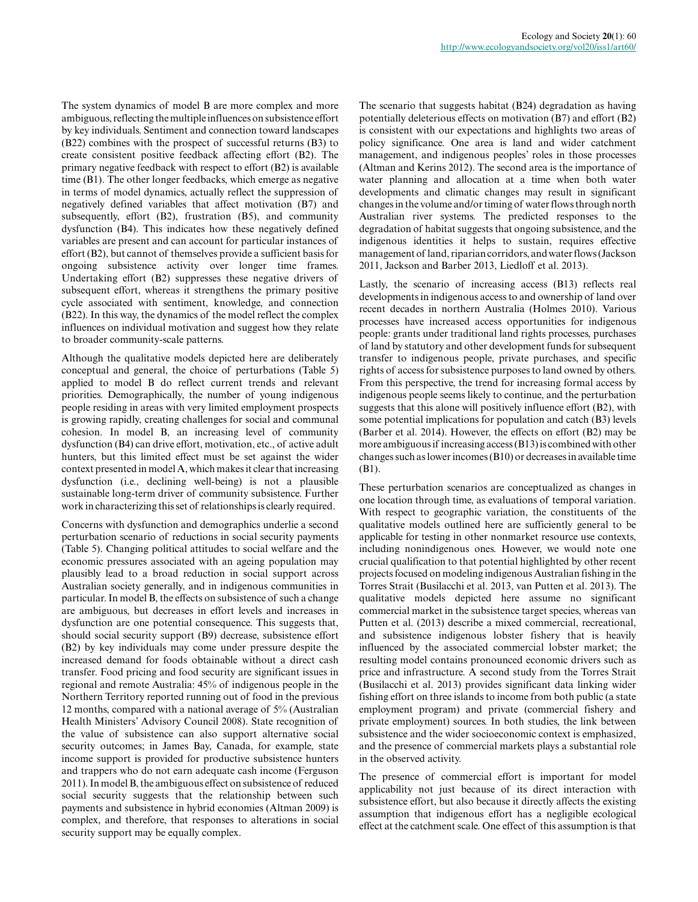The system dynamics of model B are more complex and more ambiguous, reflecting the multiple influences on subsistence effort by key individuals. Sentiment and connection toward landscapes (B22) combines with the prospect of successful returns (B3) to create consistent positive feedback affecting effort (B2). The primary negative feedback with respect to effort (B2) is available time (B1). The other longer feedbacks, which emerge as negative in terms of model dynamics, actually reflect the suppression of negatively defined variables that affect motivation (B7) and subsequently, effort (B2), frustration (B5), and community dysfunction (B4). This indicates how these negatively defined variables are present and can account for particular instances of effort (B2), but cannot of themselves provide a sufficient basis for ongoing subsistence activity over longer time frames. Undertaking effort (B2) suppresses these negative drivers of subsequent effort, whereas it strengthens the primary positive cycle associated with sentiment, knowledge, and connection (B22). In this way, the dynamics of the model reflect the complex influences on individual motivation and suggest how they relate to broader community-scale patterns.

Although the qualitative models depicted here are deliberately conceptual and general, the choice of perturbations (Table 5) applied to model B do reflect current trends and relevant priorities. Demographically, the number of young indigenous people residing in areas with very limited employment prospects is growing rapidly, creating challenges for social and communal cohesion. In model B, an increasing level of community dysfunction (B4) can drive effort, motivation, etc., of active adult hunters, but this limited effect must be set against the wider context presented in model A, which makes it clear that increasing dysfunction (i.e., declining well-being) is not a plausible sustainable long-term driver of community subsistence. Further work in characterizing this set of relationships is clearly required.

Concerns with dysfunction and demographics underlie a second perturbation scenario of reductions in social security payments (Table 5). Changing political attitudes to social welfare and the economic pressures associated with an ageing population may plausibly lead to a broad reduction in social support across Australian society generally, and in indigenous communities in particular. In model B, the effects on subsistence of such a change are ambiguous, but decreases in effort levels and increases in dysfunction are one potential consequence. This suggests that, should social security support (B9) decrease, subsistence effort (B2) by key individuals may come under pressure despite the increased demand for foods obtainable without a direct cash transfer. Food pricing and food security are significant issues in regional and remote Australia: 45% of indigenous people in the Northern Territory reported running out of food in the previous 12 months, compared with a national average of 5% (Australian Health Ministers' Advisory Council 2008). State recognition of the value of subsistence can also support alternative social security outcomes; in James Bay, Canada, for example, state income support is provided for productive subsistence hunters and trappers who do not earn adequate cash income (Ferguson 2011). In model B, the ambiguous effect on subsistence of reduced social security suggests that the relationship between such payments and subsistence in hybrid economies (Altman 2009) is complex, and therefore, that responses to alterations in social security support may be equally complex.

The scenario that suggests habitat (B24) degradation as having potentially deleterious effects on motivation (B7) and effort (B2) is consistent with our expectations and highlights two areas of policy significance. One area is land and wider catchment management, and indigenous peoples' roles in those processes (Altman and Kerins 2012). The second area is the importance of water planning and allocation at a time when both water developments and climatic changes may result in significant changes in the volume and/or timing of water flows through north Australian river systems. The predicted responses to the degradation of habitat suggests that ongoing subsistence, and the indigenous identities it helps to sustain, requires effective management of land, riparian corridors, and water flows (Jackson 2011, Jackson and Barber 2013, Liedloff et al. 2013).

Lastly, the scenario of increasing access (B13) reflects real developments in indigenous access to and ownership of land over recent decades in northern Australia (Holmes 2010). Various processes have increased access opportunities for indigenous people: grants under traditional land rights processes, purchases of land by statutory and other development funds for subsequent transfer to indigenous people, private purchases, and specific rights of access for subsistence purposes to land owned by others. From this perspective, the trend for increasing formal access by indigenous people seems likely to continue, and the perturbation suggests that this alone will positively influence effort (B2), with some potential implications for population and catch (B3) levels (Barber et al. 2014). However, the effects on effort (B2) may be more ambiguous if increasing access (B13) is combined with other changes such as lower incomes (B10) or decreases in available time (B1).

These perturbation scenarios are conceptualized as changes in one location through time, as evaluations of temporal variation. With respect to geographic variation, the constituents of the qualitative models outlined here are sufficiently general to be applicable for testing in other nonmarket resource use contexts, including nonindigenous ones. However, we would note one crucial qualification to that potential highlighted by other recent projects focused on modeling indigenous Australian fishing in the Torres Strait (Busilacchi et al. 2013, van Putten et al. 2013). The qualitative models depicted here assume no significant commercial market in the subsistence target species, whereas van Putten et al. (2013) describe a mixed commercial, recreational, and subsistence indigenous lobster fishery that is heavily influenced by the associated commercial lobster market; the resulting model contains pronounced economic drivers such as price and infrastructure. A second study from the Torres Strait (Busilacchi et al. 2013) provides significant data linking wider fishing effort on three islands to income from both public (a state employment program) and private (commercial fishery and private employment) sources. In both studies, the link between subsistence and the wider socioeconomic context is emphasized, and the presence of commercial markets plays a substantial role in the observed activity.

The presence of commercial effort is important for model applicability not just because of its direct interaction with subsistence effort, but also because it directly affects the existing assumption that indigenous effort has a negligible ecological effect at the catchment scale. One effect of this assumption is that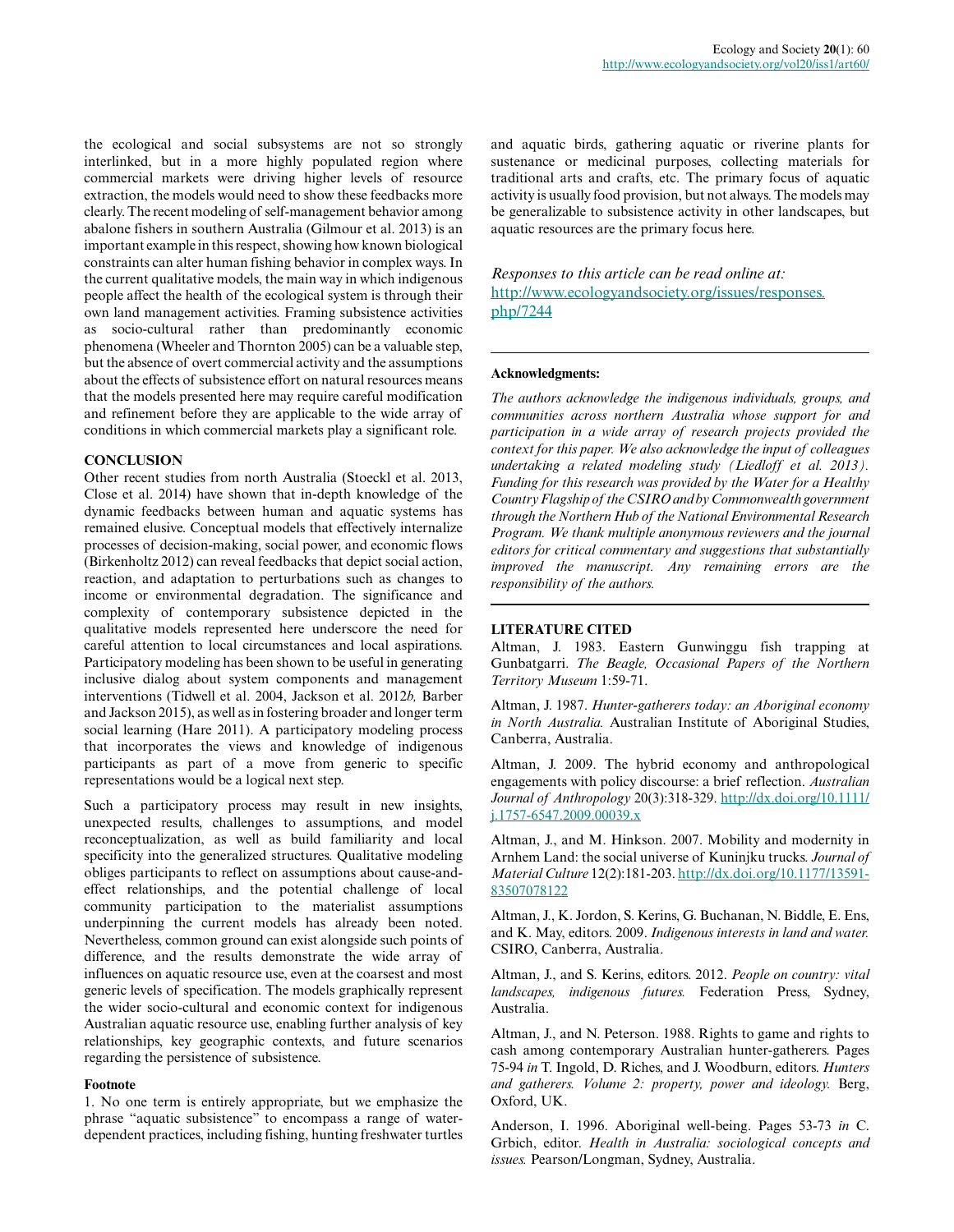the ecological and social subsystems are not so strongly interlinked, but in a more highly populated region where commercial markets were driving higher levels of resource extraction, the models would need to show these feedbacks more clearly. The recent modeling of self-management behavior among abalone fishers in southern Australia (Gilmour et al. 2013) is an important example in this respect, showing how known biological constraints can alter human fishing behavior in complex ways. In the current qualitative models, the main way in which indigenous people affect the health of the ecological system is through their own land management activities. Framing subsistence activities as socio-cultural rather than predominantly economic phenomena (Wheeler and Thornton 2005) can be a valuable step, but the absence of overt commercial activity and the assumptions about the effects of subsistence effort on natural resources means that the models presented here may require careful modification and refinement before they are applicable to the wide array of conditions in which commercial markets play a significant role.

## CONCLUSION

Other recent studies from north Australia (Stoeckl et al. 2013, Close et al. 2014) have shown that in-depth knowledge of the dynamic feedbacks between human and aquatic systems has remained elusive. Conceptual models that effectively internalize processes of decision-making, social power, and economic flows (Birkenholtz 2012) can reveal feedbacks that depict social action, reaction, and adaptation to perturbations such as changes to income or environmental degradation. The significance and complexity of contemporary subsistence depicted in the qualitative models represented here underscore the need for careful attention to local circumstances and local aspirations. Participatory modeling has been shown to be useful in generating inclusive dialog about system components and management interventions (Tidwell et al. 2004, Jackson et al. 2012*b*, Barber and Jackson 2015), as well as in fostering broader and longer term social learning (Hare 2011). A participatory modeling process that incorporates the views and knowledge of indigenous participants as part of a move from generic to specific representations would be a logical next step.

Such a participatory process may result in new insights, unexpected results, challenges to assumptions, and model reconceptualization, as well as build familiarity and local specificity into the generalized structures. Qualitative modeling obliges participants to reflect on assumptions about cause-and-effect relationships, and the potential challenge of local community participation to the materialist assumptions underpinning the current models has already been noted. Nevertheless, common ground can exist alongside such points of difference, and the results demonstrate the wide array of influences on aquatic resource use, even at the coarsest and most generic levels of specification. The models graphically represent the wider socio-cultural and economic context for indigenous Australian aquatic resource use, enabling further analysis of key relationships, key geographic contexts, and future scenarios regarding the persistence of subsistence.

### Footnote

1. No one term is entirely appropriate, but we emphasize the phrase "aquatic subsistence" to encompass a range of water-dependent practices, including fishing, hunting freshwater turtles and aquatic birds, gathering aquatic or riverine plants for sustenance or medicinal purposes, collecting materials for traditional arts and crafts, etc. The primary focus of aquatic activity is usually food provision, but not always. The models may be generalizable to subsistence activity in other landscapes, but aquatic resources are the primary focus here.

*Responses to this article can be read online at:*
http://www.ecologyandsociety.org/issues/responses.php/7244

### Acknowledgments:

*The authors acknowledge the indigenous individuals, groups, and communities across northern Australia whose support for and participation in a wide array of research projects provided the context for this paper. We also acknowledge the input of colleagues undertaking a related modeling study (Liedloff et al. 2013). Funding for this research was provided by the Water for a Healthy Country Flagship of the CSIRO and by Commonwealth government through the Northern Hub of the National Environmental Research Program. We thank multiple anonymous reviewers and the journal editors for critical commentary and suggestions that substantially improved the manuscript. Any remaining errors are the responsibility of the authors.*

## LITERATURE CITED

Altman, J. 1983. Eastern Gunwinggu fish trapping at Gunbatgarri. *The Beagle, Occasional Papers of the Northern Territory Museum* 1:59-71.

Altman, J. 1987. *Hunter-gatherers today: an Aboriginal economy in North Australia.* Australian Institute of Aboriginal Studies, Canberra, Australia.

Altman, J. 2009. The hybrid economy and anthropological engagements with policy discourse: a brief reflection. *Australian Journal of Anthropology* 20(3):318-329. http://dx.doi.org/10.1111/j.1757-6547.2009.00039.x

Altman, J., and M. Hinkson. 2007. Mobility and modernity in Arnhem Land: the social universe of Kuninjku trucks. *Journal of Material Culture* 12(2):181-203. http://dx.doi.org/10.1177/1359183507078122

Altman, J., K. Jordon, S. Kerins, G. Buchanan, N. Biddle, E. Ens, and K. May, editors. 2009. *Indigenous interests in land and water.* CSIRO, Canberra, Australia.

Altman, J., and S. Kerins, editors. 2012. *People on country: vital landscapes, indigenous futures.* Federation Press, Sydney, Australia.

Altman, J., and N. Peterson. 1988. Rights to game and rights to cash among contemporary Australian hunter-gatherers. Pages 75-94 *in* T. Ingold, D. Riches, and J. Woodburn, editors. *Hunters and gatherers. Volume 2: property, power and ideology.* Berg, Oxford, UK.

Anderson, I. 1996. Aboriginal well-being. Pages 53-73 *in* C. Grbich, editor. *Health in Australia: sociological concepts and issues.* Pearson/Longman, Sydney, Australia.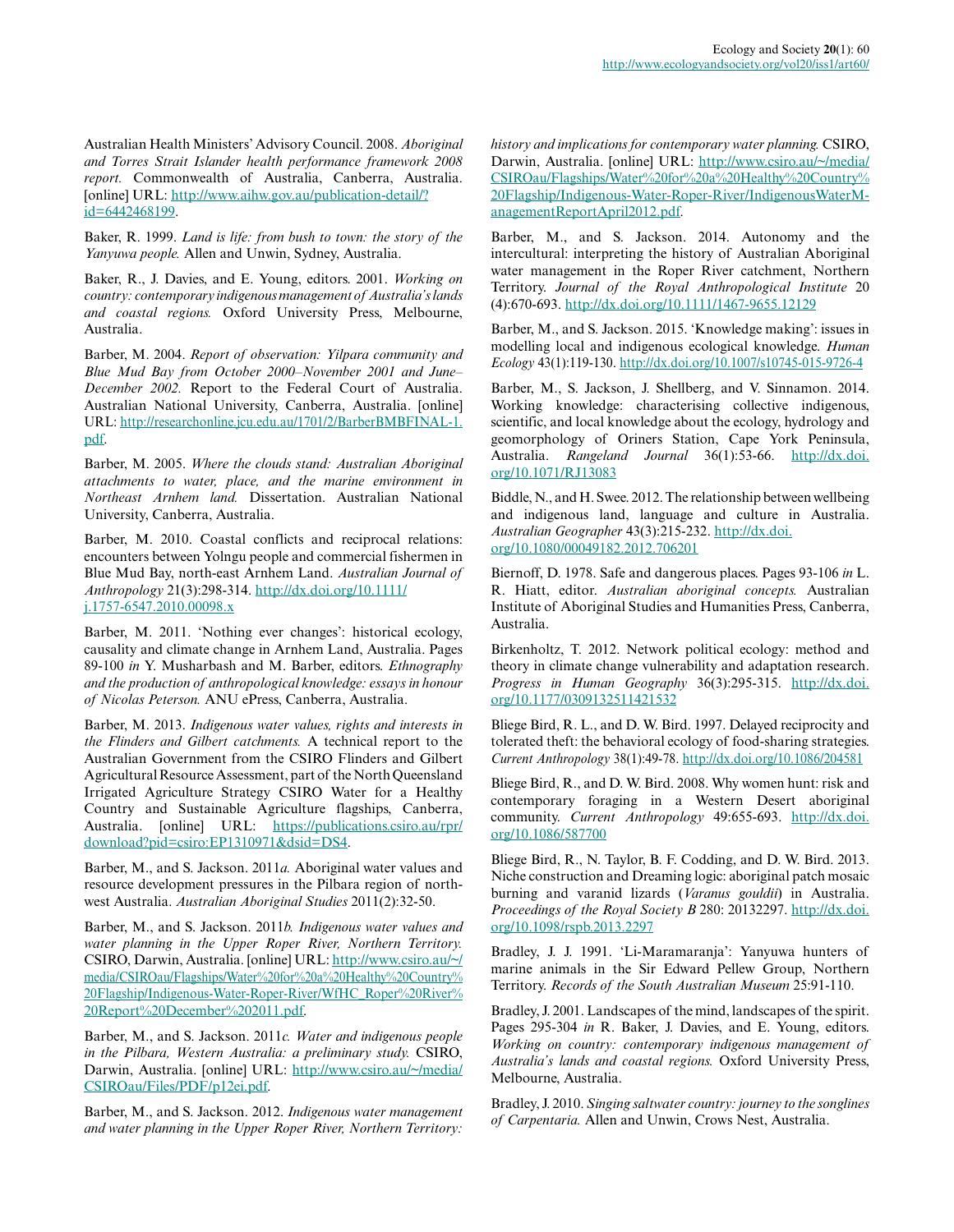Australian Health Ministers' Advisory Council. 2008. *Aboriginal and Torres Strait Islander health performance framework 2008 report.* Commonwealth of Australia, Canberra, Australia. [online] URL: http://www.aihw.gov.au/publication-detail/?id=6442468199.

Baker, R. 1999. *Land is life: from bush to town: the story of the Yanyuwa people.* Allen and Unwin, Sydney, Australia.

Baker, R., J. Davies, and E. Young, editors. 2001. *Working on country: contemporary indigenous management of Australia's lands and coastal regions.* Oxford University Press, Melbourne, Australia.

Barber, M. 2004. *Report of observation: Yilpara community and Blue Mud Bay from October 2000–November 2001 and June–December 2002.* Report to the Federal Court of Australia. Australian National University, Canberra, Australia. [online] URL: http://researchonline.jcu.edu.au/1701/2/BarberBMBFINAL-1.pdf.

Barber, M. 2005. *Where the clouds stand: Australian Aboriginal attachments to water, place, and the marine environment in Northeast Arnhem land.* Dissertation. Australian National University, Canberra, Australia.

Barber, M. 2010. Coastal conflicts and reciprocal relations: encounters between Yolngu people and commercial fishermen in Blue Mud Bay, north-east Arnhem Land. *Australian Journal of Anthropology* 21(3):298-314. http://dx.doi.org/10.1111/j.1757-6547.2010.00098.x

Barber, M. 2011. 'Nothing ever changes': historical ecology, causality and climate change in Arnhem Land, Australia. Pages 89-100 *in* Y. Musharbash and M. Barber, editors. *Ethnography and the production of anthropological knowledge: essays in honour of Nicolas Peterson.* ANU ePress, Canberra, Australia.

Barber, M. 2013. *Indigenous water values, rights and interests in the Flinders and Gilbert catchments.* A technical report to the Australian Government from the CSIRO Flinders and Gilbert Agricultural Resource Assessment, part of the North Queensland Irrigated Agriculture Strategy CSIRO Water for a Healthy Country and Sustainable Agriculture flagships, Canberra, Australia. [online] URL: https://publications.csiro.au/rpr/download?pid=csiro:EP1310971&dsid=DS4.

Barber, M., and S. Jackson. 2011*a.* Aboriginal water values and resource development pressures in the Pilbara region of north-west Australia. *Australian Aboriginal Studies* 2011(2):32-50.

Barber, M., and S. Jackson. 2011*b. Indigenous water values and water planning in the Upper Roper River, Northern Territory.* CSIRO, Darwin, Australia. [online] URL: http://www.csiro.au/~/media/CSIROau/Flagships/Water%20for%20a%20Healthy%20Country%20Flagship/Indigenous-Water-Roper-River/WfHC_Roper%20River%20Report%20December%202011.pdf.

Barber, M., and S. Jackson. 2011*c. Water and indigenous people in the Pilbara, Western Australia: a preliminary study.* CSIRO, Darwin, Australia. [online] URL: http://www.csiro.au/~/media/CSIROau/Files/PDF/p12ei.pdf.

Barber, M., and S. Jackson. 2012. *Indigenous water management and water planning in the Upper Roper River, Northern Territory: history and implications for contemporary water planning.* CSIRO, Darwin, Australia. [online] URL: http://www.csiro.au/~/media/CSIROau/Flagships/Water%20for%20a%20Healthy%20Country%20Flagship/Indigenous-Water-Roper-River/IndigenousWaterManagementReportApril2012.pdf.

Barber, M., and S. Jackson. 2014. Autonomy and the intercultural: interpreting the history of Australian Aboriginal water management in the Roper River catchment, Northern Territory. *Journal of the Royal Anthropological Institute* 20(4):670-693. http://dx.doi.org/10.1111/1467-9655.12129

Barber, M., and S. Jackson. 2015. 'Knowledge making': issues in modelling local and indigenous ecological knowledge. *Human Ecology* 43(1):119-130. http://dx.doi.org/10.1007/s10745-015-9726-4

Barber, M., S. Jackson, J. Shellberg, and V. Sinnamon. 2014. Working knowledge: characterising collective indigenous, scientific, and local knowledge about the ecology, hydrology and geomorphology of Oriners Station, Cape York Peninsula, Australia. *Rangeland Journal* 36(1):53-66. http://dx.doi.org/10.1071/RJ13083

Biddle, N., and H. Swee. 2012. The relationship between wellbeing and indigenous land, language and culture in Australia. *Australian Geographer* 43(3):215-232. http://dx.doi.org/10.1080/00049182.2012.706201

Biernoff, D. 1978. Safe and dangerous places. Pages 93-106 *in* L. R. Hiatt, editor. *Australian aboriginal concepts.* Australian Institute of Aboriginal Studies and Humanities Press, Canberra, Australia.

Birkenholtz, T. 2012. Network political ecology: method and theory in climate change vulnerability and adaptation research. *Progress in Human Geography* 36(3):295-315. http://dx.doi.org/10.1177/0309132511421532

Bliege Bird, R. L., and D. W. Bird. 1997. Delayed reciprocity and tolerated theft: the behavioral ecology of food-sharing strategies. *Current Anthropology* 38(1):49-78. http://dx.doi.org/10.1086/204581

Bliege Bird, R., and D. W. Bird. 2008. Why women hunt: risk and contemporary foraging in a Western Desert aboriginal community. *Current Anthropology* 49:655-693. http://dx.doi.org/10.1086/587700

Bliege Bird, R., N. Taylor, B. F. Codding, and D. W. Bird. 2013. Niche construction and Dreaming logic: aboriginal patch mosaic burning and varanid lizards (*Varanus gouldii*) in Australia. *Proceedings of the Royal Society B* 280: 20132297. http://dx.doi.org/10.1098/rspb.2013.2297

Bradley, J. J. 1991. 'Li-Maramaranja': Yanyuwa hunters of marine animals in the Sir Edward Pellew Group, Northern Territory. *Records of the South Australian Museum* 25:91-110.

Bradley, J. 2001. Landscapes of the mind, landscapes of the spirit. Pages 295-304 *in* R. Baker, J. Davies, and E. Young, editors. *Working on country: contemporary indigenous management of Australia's lands and coastal regions.* Oxford University Press, Melbourne, Australia.

Bradley, J. 2010. *Singing saltwater country: journey to the songlines of Carpentaria.* Allen and Unwin, Crows Nest, Australia.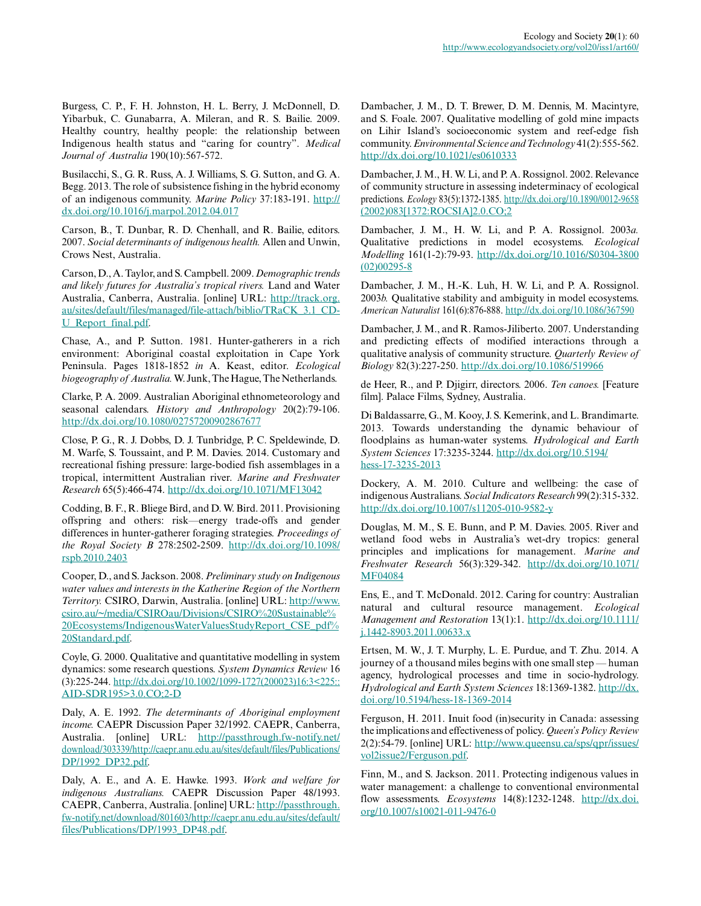Burgess, C. P., F. H. Johnston, H. L. Berry, J. McDonnell, D. Yibarbuk, C. Gunabarra, A. Mileran, and R. S. Bailie. 2009. Healthy country, healthy people: the relationship between Indigenous health status and "caring for country". *Medical Journal of Australia* 190(10):567-572.

Busilacchi, S., G. R. Russ, A. J. Williams, S. G. Sutton, and G. A. Begg. 2013. The role of subsistence fishing in the hybrid economy of an indigenous community. *Marine Policy* 37:183-191. http://dx.doi.org/10.1016/j.marpol.2012.04.017

Carson, B., T. Dunbar, R. D. Chenhall, and R. Bailie, editors. 2007. *Social determinants of indigenous health.* Allen and Unwin, Crows Nest, Australia.

Carson, D., A. Taylor, and S. Campbell. 2009. *Demographic trends and likely futures for Australia's tropical rivers.* Land and Water Australia, Canberra, Australia. [online] URL: http://track.org.au/sites/default/files/managed/file-attach/biblio/TRaCK_3.1_CD-U_Report_final.pdf.

Chase, A., and P. Sutton. 1981. Hunter-gatherers in a rich environment: Aboriginal coastal exploitation in Cape York Peninsula. Pages 1818-1852 *in* A. Keast, editor. *Ecological biogeography of Australia.* W. Junk, The Hague, The Netherlands.

Clarke, P. A. 2009. Australian Aboriginal ethnometeorology and seasonal calendars. *History and Anthropology* 20(2):79-106. http://dx.doi.org/10.1080/02757200902867677

Close, P. G., R. J. Dobbs, D. J. Tunbridge, P. C. Speldewinde, D. M. Warfe, S. Toussaint, and P. M. Davies. 2014. Customary and recreational fishing pressure: large-bodied fish assemblages in a tropical, intermittent Australian river. *Marine and Freshwater Research* 65(5):466-474. http://dx.doi.org/10.1071/MF13042

Codding, B. F., R. Bliege Bird, and D. W. Bird. 2011. Provisioning offspring and others: risk—energy trade-offs and gender differences in hunter-gatherer foraging strategies. *Proceedings of the Royal Society B* 278:2502-2509. http://dx.doi.org/10.1098/rspb.2010.2403

Cooper, D., and S. Jackson. 2008. *Preliminary study on Indigenous water values and interests in the Katherine Region of the Northern Territory.* CSIRO, Darwin, Australia. [online] URL: http://www.csiro.au/~/media/CSIROau/Divisions/CSIRO%20Sustainable%20Ecosystems/IndigenousWaterValuesStudyReport_CSE_pdf%20Standard.pdf.

Coyle, G. 2000. Qualitative and quantitative modelling in system dynamics: some research questions. *System Dynamics Review* 16(3):225-244. http://dx.doi.org/10.1002/1099-1727(200023)16:3<225::AID-SDR195>3.0.CO;2-D

Daly, A. E. 1992. *The determinants of Aboriginal employment income.* CAEPR Discussion Paper 32/1992. CAEPR, Canberra, Australia. [online] URL: http://passthrough.fw-notify.net/download/303339/http://caepr.anu.edu.au/sites/default/files/Publications/DP/1992_DP32.pdf.

Daly, A. E., and A. E. Hawke. 1993. *Work and welfare for indigenous Australians.* CAEPR Discussion Paper 48/1993. CAEPR, Canberra, Australia. [online] URL: http://passthrough.fw-notify.net/download/801603/http://caepr.anu.edu.au/sites/default/files/Publications/DP/1993_DP48.pdf.

Dambacher, J. M., D. T. Brewer, D. M. Dennis, M. Macintyre, and S. Foale. 2007. Qualitative modelling of gold mine impacts on Lihir Island's socioeconomic system and reef-edge fish community. *Environmental Science and Technology* 41(2):555-562. http://dx.doi.org/10.1021/es0610333

Dambacher, J. M., H. W. Li, and P. A. Rossignol. 2002. Relevance of community structure in assessing indeterminacy of ecological predictions. *Ecology* 83(5):1372-1385. http://dx.doi.org/10.1890/0012-9658(2002)083[1372:ROCSIA]2.0.CO;2

Dambacher, J. M., H. W. Li, and P. A. Rossignol. 2003*a.* Qualitative predictions in model ecosystems. *Ecological Modelling* 161(1-2):79-93. http://dx.doi.org/10.1016/S0304-3800(02)00295-8

Dambacher, J. M., H.-K. Luh, H. W. Li, and P. A. Rossignol. 2003*b.* Qualitative stability and ambiguity in model ecosystems. *American Naturalist* 161(6):876-888. http://dx.doi.org/10.1086/367590

Dambacher, J. M., and R. Ramos-Jiliberto. 2007. Understanding and predicting effects of modified interactions through a qualitative analysis of community structure. *Quarterly Review of Biology* 82(3):227-250. http://dx.doi.org/10.1086/519966

de Heer, R., and P. Djigirr, directors. 2006. *Ten canoes.* [Feature film]. Palace Films, Sydney, Australia.

Di Baldassarre, G., M. Kooy, J. S. Kemerink, and L. Brandimarte. 2013. Towards understanding the dynamic behaviour of floodplains as human-water systems. *Hydrological and Earth System Sciences* 17:3235-3244. http://dx.doi.org/10.5194/hess-17-3235-2013

Dockery, A. M. 2010. Culture and wellbeing: the case of indigenous Australians. *Social Indicators Research* 99(2):315-332. http://dx.doi.org/10.1007/s11205-010-9582-y

Douglas, M. M., S. E. Bunn, and P. M. Davies. 2005. River and wetland food webs in Australia's wet-dry tropics: general principles and implications for management. *Marine and Freshwater Research* 56(3):329-342. http://dx.doi.org/10.1071/MF04084

Ens, E., and T. McDonald. 2012. Caring for country: Australian natural and cultural resource management. *Ecological Management and Restoration* 13(1):1. http://dx.doi.org/10.1111/j.1442-8903.2011.00633.x

Ertsen, M. W., J. T. Murphy, L. E. Purdue, and T. Zhu. 2014. A journey of a thousand miles begins with one small step — human agency, hydrological processes and time in socio-hydrology. *Hydrological and Earth System Sciences* 18:1369-1382. http://dx.doi.org/10.5194/hess-18-1369-2014

Ferguson, H. 2011. Inuit food (in)security in Canada: assessing the implications and effectiveness of policy. *Queen's Policy Review* 2(2):54-79. [online] URL: http://www.queensu.ca/sps/qpr/issues/vol2issue2/Ferguson.pdf.

Finn, M., and S. Jackson. 2011. Protecting indigenous values in water management: a challenge to conventional environmental flow assessments. *Ecosystems* 14(8):1232-1248. http://dx.doi.org/10.1007/s10021-011-9476-0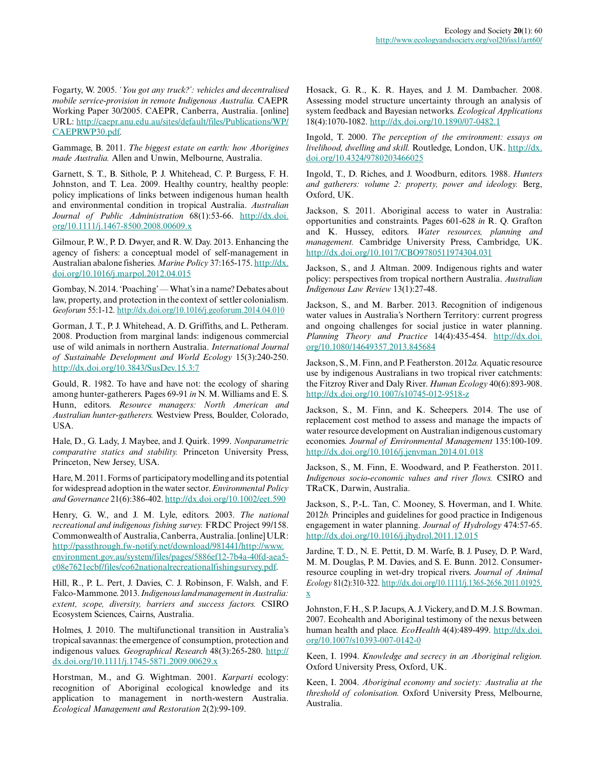Fogarty, W. 2005. *'You got any truck?': vehicles and decentralised mobile service-provision in remote Indigenous Australia.* CAEPR Working Paper 30/2005. CAEPR, Canberra, Australia. [online] URL: http://caepr.anu.edu.au/sites/default/files/Publications/WP/CAEPRWP30.pdf.

Gammage, B. 2011. *The biggest estate on earth: how Aborigines made Australia.* Allen and Unwin, Melbourne, Australia.

Garnett, S. T., B. Sithole, P. J. Whitehead, C. P. Burgess, F. H. Johnston, and T. Lea. 2009. Healthy country, healthy people: policy implications of links between indigenous human health and environmental condition in tropical Australia. *Australian Journal of Public Administration* 68(1):53-66. http://dx.doi.org/10.1111/j.1467-8500.2008.00609.x

Gilmour, P. W., P. D. Dwyer, and R. W. Day. 2013. Enhancing the agency of fishers: a conceptual model of self-management in Australian abalone fisheries. *Marine Policy* 37:165-175. http://dx.doi.org/10.1016/j.marpol.2012.04.015

Gombay, N. 2014. 'Poaching' — What's in a name? Debates about law, property, and protection in the context of settler colonialism. *Geoforum* 55:1-12. http://dx.doi.org/10.1016/j.geoforum.2014.04.010

Gorman, J. T., P. J. Whitehead, A. D. Griffiths, and L. Petheram. 2008. Production from marginal lands: indigenous commercial use of wild animals in northern Australia. *International Journal of Sustainable Development and World Ecology* 15(3):240-250. http://dx.doi.org/10.3843/SusDev.15.3:7

Gould, R. 1982. To have and have not: the ecology of sharing among hunter-gatherers. Pages 69-91 *in* N. M. Williams and E. S. Hunn, editors. *Resource managers: North American and Australian hunter-gatherers.* Westview Press, Boulder, Colorado, USA.

Hale, D., G. Lady, J. Maybee, and J. Quirk. 1999. *Nonparametric comparative statics and stability.* Princeton University Press, Princeton, New Jersey, USA.

Hare, M. 2011. Forms of participatory modelling and its potential for widespread adoption in the water sector. *Environmental Policy and Governance* 21(6):386-402. http://dx.doi.org/10.1002/eet.590

Henry, G. W., and J. M. Lyle, editors. 2003. *The national recreational and indigenous fishing survey.* FRDC Project 99/158. Commonwealth of Australia, Canberra, Australia. [online] ULR: http://passthrough.fw-notify.net/download/981441/http://www.environment.gov.au/system/files/pages/5886ef12-7b4a-40fd-aea5-c08e7621ecbf/files/co62nationalrecreationalfishingsurvey.pdf.

Hill, R., P. L. Pert, J. Davies, C. J. Robinson, F. Walsh, and F. Falco-Mammone. 2013. *Indigenous land management in Australia: extent, scope, diversity, barriers and success factors.* CSIRO Ecosystem Sciences, Cairns, Australia.

Holmes, J. 2010. The multifunctional transition in Australia's tropical savannas: the emergence of consumption, protection and indigenous values. *Geographical Research* 48(3):265-280. http://dx.doi.org/10.1111/j.1745-5871.2009.00629.x

Horstman, M., and G. Wightman. 2001. *Karparti* ecology: recognition of Aboriginal ecological knowledge and its application to management in north-western Australia. *Ecological Management and Restoration* 2(2):99-109.

Hosack, G. R., K. R. Hayes, and J. M. Dambacher. 2008. Assessing model structure uncertainty through an analysis of system feedback and Bayesian networks. *Ecological Applications* 18(4):1070-1082. http://dx.doi.org/10.1890/07-0482.1

Ingold, T. 2000. *The perception of the environment: essays on livelihood, dwelling and skill.* Routledge, London, UK. http://dx.doi.org/10.4324/9780203466025

Ingold, T., D. Riches, and J. Woodburn, editors. 1988. *Hunters and gatherers: volume 2: property, power and ideology.* Berg, Oxford, UK.

Jackson, S. 2011. Aboriginal access to water in Australia: opportunities and constraints. Pages 601-628 *in* R. Q. Grafton and K. Hussey, editors. *Water resources, planning and management.* Cambridge University Press, Cambridge, UK. http://dx.doi.org/10.1017/CBO9780511974304.031

Jackson, S., and J. Altman. 2009. Indigenous rights and water policy: perspectives from tropical northern Australia. *Australian Indigenous Law Review* 13(1):27-48.

Jackson, S., and M. Barber. 2013. Recognition of indigenous water values in Australia's Northern Territory: current progress and ongoing challenges for social justice in water planning. *Planning Theory and Practice* 14(4):435-454. http://dx.doi.org/10.1080/14649357.2013.845684

Jackson, S., M. Finn, and P. Featherston. 2012*a.* Aquatic resource use by indigenous Australians in two tropical river catchments: the Fitzroy River and Daly River. *Human Ecology* 40(6):893-908. http://dx.doi.org/10.1007/s10745-012-9518-z

Jackson, S., M. Finn, and K. Scheepers. 2014. The use of replacement cost method to assess and manage the impacts of water resource development on Australian indigenous customary economies. *Journal of Environmental Management* 135:100-109. http://dx.doi.org/10.1016/j.jenvman.2014.01.018

Jackson, S., M. Finn, E. Woodward, and P. Featherston. 2011. *Indigenous socio-economic values and river flows.* CSIRO and TRaCK, Darwin, Australia.

Jackson, S., P.-L. Tan, C. Mooney, S. Hoverman, and I. White. 2012*b.* Principles and guidelines for good practice in Indigenous engagement in water planning. *Journal of Hydrology* 474:57-65. http://dx.doi.org/10.1016/j.jhydrol.2011.12.015

Jardine, T. D., N. E. Pettit, D. M. Warfe, B. J. Pusey, D. P. Ward, M. M. Douglas, P. M. Davies, and S. E. Bunn. 2012. Consumer-resource coupling in wet-dry tropical rivers. *Journal of Animal Ecology* 81(2):310-322. http://dx.doi.org/10.1111/j.1365-2656.2011.01925.x

Johnston, F. H., S. P. Jacups, A. J. Vickery, and D. M. J. S. Bowman. 2007. Ecohealth and Aboriginal testimony of the nexus between human health and place. *EcoHealth* 4(4):489-499. http://dx.doi.org/10.1007/s10393-007-0142-0

Keen, I. 1994. *Knowledge and secrecy in an Aboriginal religion.* Oxford University Press, Oxford, UK.

Keen, I. 2004. *Aboriginal economy and society: Australia at the threshold of colonisation.* Oxford University Press, Melbourne, Australia.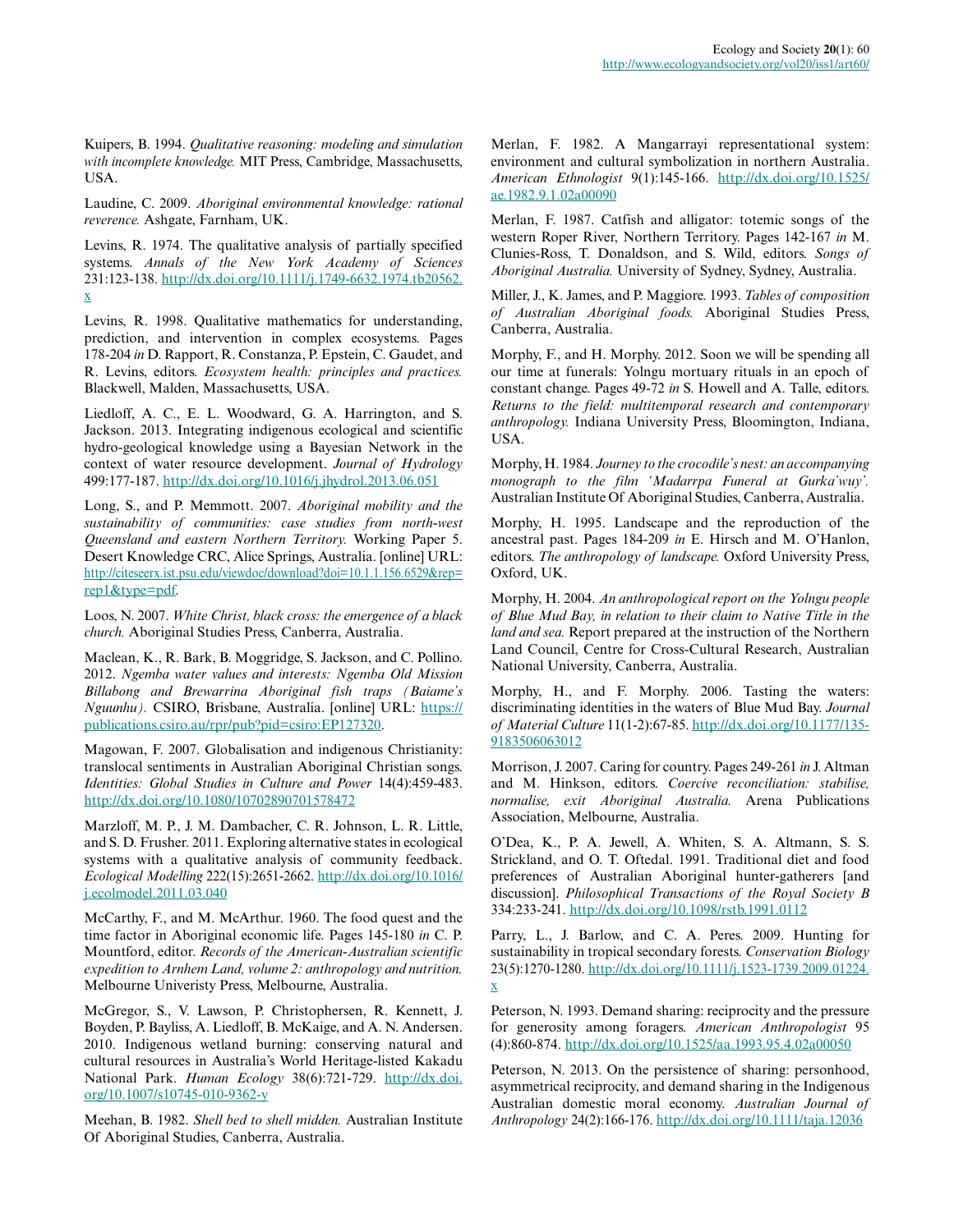Kuipers, B. 1994. *Qualitative reasoning: modeling and simulation with incomplete knowledge.* MIT Press, Cambridge, Massachusetts, USA.

Laudine, C. 2009. *Aboriginal environmental knowledge: rational reverence.* Ashgate, Farnham, UK.

Levins, R. 1974. The qualitative analysis of partially specified systems. *Annals of the New York Academy of Sciences* 231:123-138. http://dx.doi.org/10.1111/j.1749-6632.1974.tb20562.x

Levins, R. 1998. Qualitative mathematics for understanding, prediction, and intervention in complex ecosystems. Pages 178-204 *in* D. Rapport, R. Constanza, P. Epstein, C. Gaudet, and R. Levins, editors. *Ecosystem health: principles and practices.* Blackwell, Malden, Massachusetts, USA.

Liedloff, A. C., E. L. Woodward, G. A. Harrington, and S. Jackson. 2013. Integrating indigenous ecological and scientific hydro-geological knowledge using a Bayesian Network in the context of water resource development. *Journal of Hydrology* 499:177-187. http://dx.doi.org/10.1016/j.jhydrol.2013.06.051

Long, S., and P. Memmott. 2007. *Aboriginal mobility and the sustainability of communities: case studies from north-west Queensland and eastern Northern Territory.* Working Paper 5. Desert Knowledge CRC, Alice Springs, Australia. [online] URL: http://citeseerx.ist.psu.edu/viewdoc/download?doi=10.1.1.156.6529&rep=rep1&type=pdf.

Loos, N. 2007. *White Christ, black cross: the emergence of a black church.* Aboriginal Studies Press, Canberra, Australia.

Maclean, K., R. Bark, B. Moggridge, S. Jackson, and C. Pollino. 2012. *Ngemba water values and interests: Ngemba Old Mission Billabong and Brewarrina Aboriginal fish traps (Baiame's Nguunhu).* CSIRO, Brisbane, Australia. [online] URL: https://publications.csiro.au/rpr/pub?pid=csiro:EP127320.

Magowan, F. 2007. Globalisation and indigenous Christianity: translocal sentiments in Australian Aboriginal Christian songs. *Identities: Global Studies in Culture and Power* 14(4):459-483. http://dx.doi.org/10.1080/10702890701578472

Marzloff, M. P., J. M. Dambacher, C. R. Johnson, L. R. Little, and S. D. Frusher. 2011. Exploring alternative states in ecological systems with a qualitative analysis of community feedback. *Ecological Modelling* 222(15):2651-2662. http://dx.doi.org/10.1016/j.ecolmodel.2011.03.040

McCarthy, F., and M. McArthur. 1960. The food quest and the time factor in Aboriginal economic life. Pages 145-180 *in* C. P. Mountford, editor. *Records of the American-Australian scientific expedition to Arnhem Land, volume 2: anthropology and nutrition.* Melbourne Univeristy Press, Melbourne, Australia.

McGregor, S., V. Lawson, P. Christophersen, R. Kennett, J. Boyden, P. Bayliss, A. Liedloff, B. McKaige, and A. N. Andersen. 2010. Indigenous wetland burning: conserving natural and cultural resources in Australia's World Heritage-listed Kakadu National Park. *Human Ecology* 38(6):721-729. http://dx.doi.org/10.1007/s10745-010-9362-y

Meehan, B. 1982. *Shell bed to shell midden.* Australian Institute Of Aboriginal Studies, Canberra, Australia.

Merlan, F. 1982. A Mangarrayi representational system: environment and cultural symbolization in northern Australia. *American Ethnologist* 9(1):145-166. http://dx.doi.org/10.1525/ae.1982.9.1.02a00090

Merlan, F. 1987. Catfish and alligator: totemic songs of the western Roper River, Northern Territory. Pages 142-167 *in* M. Clunies-Ross, T. Donaldson, and S. Wild, editors. *Songs of Aboriginal Australia.* University of Sydney, Sydney, Australia.

Miller, J., K. James, and P. Maggiore. 1993. *Tables of composition of Australian Aboriginal foods.* Aboriginal Studies Press, Canberra, Australia.

Morphy, F., and H. Morphy. 2012. Soon we will be spending all our time at funerals: Yolngu mortuary rituals in an epoch of constant change. Pages 49-72 *in* S. Howell and A. Talle, editors. *Returns to the field: multitemporal research and contemporary anthropology.* Indiana University Press, Bloomington, Indiana, USA.

Morphy, H. 1984. *Journey to the crocodile's nest: an accompanying monograph to the film 'Madarrpa Funeral at Gurka'wuy'.* Australian Institute Of Aboriginal Studies, Canberra, Australia.

Morphy, H. 1995. Landscape and the reproduction of the ancestral past. Pages 184-209 *in* E. Hirsch and M. O'Hanlon, editors. *The anthropology of landscape.* Oxford University Press, Oxford, UK.

Morphy, H. 2004. *An anthropological report on the Yolngu people of Blue Mud Bay, in relation to their claim to Native Title in the land and sea.* Report prepared at the instruction of the Northern Land Council, Centre for Cross-Cultural Research, Australian National University, Canberra, Australia.

Morphy, H., and F. Morphy. 2006. Tasting the waters: discriminating identities in the waters of Blue Mud Bay. *Journal of Material Culture* 11(1-2):67-85. http://dx.doi.org/10.1177/1359183506063012

Morrison, J. 2007. Caring for country. Pages 249-261 *in* J. Altman and M. Hinkson, editors. *Coercive reconciliation: stabilise, normalise, exit Aboriginal Australia.* Arena Publications Association, Melbourne, Australia.

O'Dea, K., P. A. Jewell, A. Whiten, S. A. Altmann, S. S. Strickland, and O. T. Oftedal. 1991. Traditional diet and food preferences of Australian Aboriginal hunter-gatherers [and discussion]. *Philosophical Transactions of the Royal Society B* 334:233-241. http://dx.doi.org/10.1098/rstb.1991.0112

Parry, L., J. Barlow, and C. A. Peres. 2009. Hunting for sustainability in tropical secondary forests. *Conservation Biology* 23(5):1270-1280. http://dx.doi.org/10.1111/j.1523-1739.2009.01224.x

Peterson, N. 1993. Demand sharing: reciprocity and the pressure for generosity among foragers. *American Anthropologist* 95 (4):860-874. http://dx.doi.org/10.1525/aa.1993.95.4.02a00050

Peterson, N. 2013. On the persistence of sharing: personhood, asymmetrical reciprocity, and demand sharing in the Indigenous Australian domestic moral economy. *Australian Journal of Anthropology* 24(2):166-176. http://dx.doi.org/10.1111/taja.12036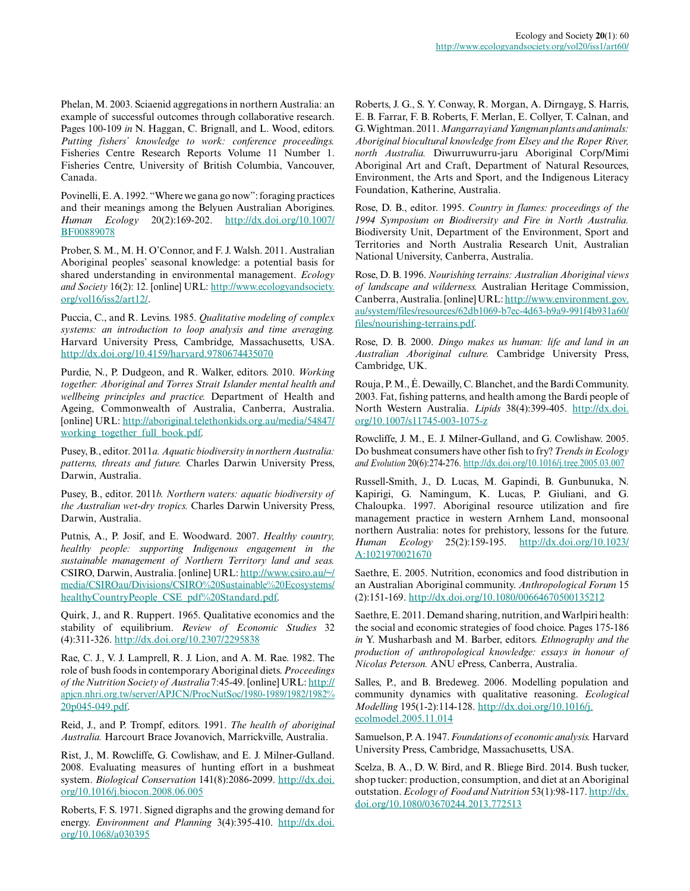Phelan, M. 2003. Sciaenid aggregations in northern Australia: an example of successful outcomes through collaborative research. Pages 100-109 *in* N. Haggan, C. Brignall, and L. Wood, editors. *Putting fishers' knowledge to work: conference proceedings.* Fisheries Centre Research Reports Volume 11 Number 1. Fisheries Centre, University of British Columbia, Vancouver, Canada.

Povinelli, E. A. 1992. "Where we gana go now": foraging practices and their meanings among the Belyuen Australian Aborigines. *Human Ecology* 20(2):169-202. http://dx.doi.org/10.1007/BF00889078

Prober, S. M., M. H. O'Connor, and F. J. Walsh. 2011. Australian Aboriginal peoples' seasonal knowledge: a potential basis for shared understanding in environmental management. *Ecology and Society* 16(2): 12. [online] URL: http://www.ecologyandsociety.org/vol16/iss2/art12/.

Puccia, C., and R. Levins. 1985. *Qualitative modeling of complex systems: an introduction to loop analysis and time averaging.* Harvard University Press, Cambridge, Massachusetts, USA. http://dx.doi.org/10.4159/harvard.9780674435070

Purdie, N., P. Dudgeon, and R. Walker, editors. 2010. *Working together: Aboriginal and Torres Strait Islander mental health and wellbeing principles and practice.* Department of Health and Ageing, Commonwealth of Australia, Canberra, Australia. [online] URL: http://aboriginal.telethonkids.org.au/media/54847/working_together_full_book.pdf.

Pusey, B., editor. 2011*a. Aquatic biodiversity in northern Australia: patterns, threats and future.* Charles Darwin University Press, Darwin, Australia.

Pusey, B., editor. 2011*b. Northern waters: aquatic biodiversity of the Australian wet-dry tropics.* Charles Darwin University Press, Darwin, Australia.

Putnis, A., P. Josif, and E. Woodward. 2007. *Healthy country, healthy people: supporting Indigenous engagement in the sustainable management of Northern Territory land and seas.* CSIRO, Darwin, Australia. [online] URL: http://www.csiro.au/~/media/CSIROau/Divisions/CSIRO%20Sustainable%20Ecosystems/healthyCountryPeople_CSE_pdf%20Standard.pdf.

Quirk, J., and R. Ruppert. 1965. Qualitative economics and the stability of equilibrium. *Review of Economic Studies* 32 (4):311-326. http://dx.doi.org/10.2307/2295838

Rae, C. J., V. J. Lamprell, R. J. Lion, and A. M. Rae. 1982. The role of bush foods in contemporary Aboriginal diets. *Proceedings of the Nutrition Society of Australia* 7:45-49. [online] URL: http://apjcn.nhri.org.tw/server/APJCN/ProcNutSoc/1980-1989/1982/1982%20p045-049.pdf.

Reid, J., and P. Trompf, editors. 1991. *The health of aboriginal Australia.* Harcourt Brace Jovanovich, Marrickville, Australia.

Rist, J., M. Rowcliffe, G. Cowlishaw, and E. J. Milner-Gulland. 2008. Evaluating measures of hunting effort in a bushmeat system. *Biological Conservation* 141(8):2086-2099. http://dx.doi.org/10.1016/j.biocon.2008.06.005

Roberts, F. S. 1971. Signed digraphs and the growing demand for energy. *Environment and Planning* 3(4):395-410. http://dx.doi.org/10.1068/a030395

Roberts, J. G., S. Y. Conway, R. Morgan, A. Dirngayg, S. Harris, E. B. Farrar, F. B. Roberts, F. Merlan, E. Collyer, T. Calnan, and G. Wightman. 2011. *Mangarrayi and Yangman plants and animals: Aboriginal biocultural knowledge from Elsey and the Roper River, north Australia.* Diwurruwurru-jaru Aboriginal Corp/Mimi Aboriginal Art and Craft, Department of Natural Resources, Environment, the Arts and Sport, and the Indigenous Literacy Foundation, Katherine, Australia.

Rose, D. B., editor. 1995. *Country in flames: proceedings of the 1994 Symposium on Biodiversity and Fire in North Australia.* Biodiversity Unit, Department of the Environment, Sport and Territories and North Australia Research Unit, Australian National University, Canberra, Australia.

Rose, D. B. 1996. *Nourishing terrains: Australian Aboriginal views of landscape and wilderness.* Australian Heritage Commission, Canberra, Australia. [online] URL: http://www.environment.gov.au/system/files/resources/62db1069-b7ec-4d63-b9a9-991f4b931a60/files/nourishing-terrains.pdf.

Rose, D. B. 2000. *Dingo makes us human: life and land in an Australian Aboriginal culture.* Cambridge University Press, Cambridge, UK.

Rouja, P. M., É. Dewailly, C. Blanchet, and the Bardi Community. 2003. Fat, fishing patterns, and health among the Bardi people of North Western Australia. *Lipids* 38(4):399-405. http://dx.doi.org/10.1007/s11745-003-1075-z

Rowcliffe, J. M., E. J. Milner-Gulland, and G. Cowlishaw. 2005. Do bushmeat consumers have other fish to fry? *Trends in Ecology and Evolution* 20(6):274-276. http://dx.doi.org/10.1016/j.tree.2005.03.007

Russell-Smith, J., D. Lucas, M. Gapindi, B. Gunbunuka, N. Kapirigi, G. Namingum, K. Lucas, P. Giuliani, and G. Chaloupka. 1997. Aboriginal resource utilization and fire management practice in western Arnhem Land, monsoonal northern Australia: notes for prehistory, lessons for the future. *Human Ecology* 25(2):159-195. http://dx.doi.org/10.1023/A:1021970021670

Saethre, E. 2005. Nutrition, economics and food distribution in an Australian Aboriginal community. *Anthropological Forum* 15 (2):151-169. http://dx.doi.org/10.1080/00664670500135212

Saethre, E. 2011. Demand sharing, nutrition, and Warlpiri health: the social and economic strategies of food choice. Pages 175-186 *in* Y. Musharbash and M. Barber, editors. *Ethnography and the production of anthropological knowledge: essays in honour of Nicolas Peterson.* ANU ePress, Canberra, Australia.

Salles, P., and B. Bredeweg. 2006. Modelling population and community dynamics with qualitative reasoning. *Ecological Modelling* 195(1-2):114-128. http://dx.doi.org/10.1016/j.ecolmodel.2005.11.014

Samuelson, P. A. 1947. *Foundations of economic analysis.* Harvard University Press, Cambridge, Massachusetts, USA.

Scelza, B. A., D. W. Bird, and R. Bliege Bird. 2014. Bush tucker, shop tucker: production, consumption, and diet at an Aboriginal outstation. *Ecology of Food and Nutrition* 53(1):98-117. http://dx.doi.org/10.1080/03670244.2013.772513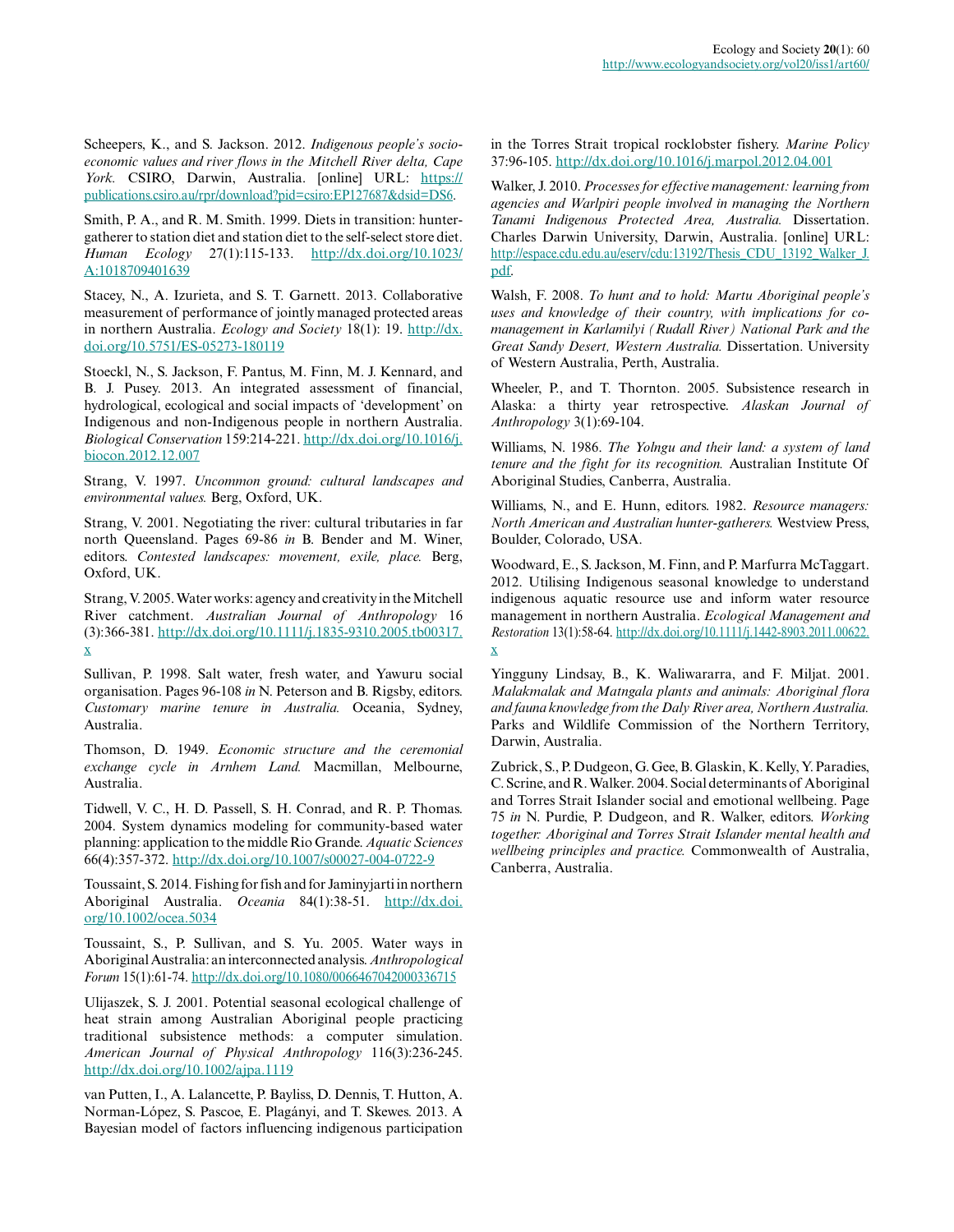Scheepers, K., and S. Jackson. 2012. *Indigenous people's socio-economic values and river flows in the Mitchell River delta, Cape York.* CSIRO, Darwin, Australia. [online] URL: https://publications.csiro.au/rpr/download?pid=csiro:EP127687&dsid=DS6.

Smith, P. A., and R. M. Smith. 1999. Diets in transition: hunter-gatherer to station diet and station diet to the self-select store diet. *Human Ecology* 27(1):115-133. http://dx.doi.org/10.1023/A:1018709401639

Stacey, N., A. Izurieta, and S. T. Garnett. 2013. Collaborative measurement of performance of jointly managed protected areas in northern Australia. *Ecology and Society* 18(1): 19. http://dx.doi.org/10.5751/ES-05273-180119

Stoeckl, N., S. Jackson, F. Pantus, M. Finn, M. J. Kennard, and B. J. Pusey. 2013. An integrated assessment of financial, hydrological, ecological and social impacts of 'development' on Indigenous and non-Indigenous people in northern Australia. *Biological Conservation* 159:214-221. http://dx.doi.org/10.1016/j.biocon.2012.12.007

Strang, V. 1997. *Uncommon ground: cultural landscapes and environmental values.* Berg, Oxford, UK.

Strang, V. 2001. Negotiating the river: cultural tributaries in far north Queensland. Pages 69-86 *in* B. Bender and M. Winer, editors. *Contested landscapes: movement, exile, place.* Berg, Oxford, UK.

Strang, V. 2005. Water works: agency and creativity in the Mitchell River catchment. *Australian Journal of Anthropology* 16 (3):366-381. http://dx.doi.org/10.1111/j.1835-9310.2005.tb00317.x

Sullivan, P. 1998. Salt water, fresh water, and Yawuru social organisation. Pages 96-108 *in* N. Peterson and B. Rigsby, editors. *Customary marine tenure in Australia.* Oceania, Sydney, Australia.

Thomson, D. 1949. *Economic structure and the ceremonial exchange cycle in Arnhem Land.* Macmillan, Melbourne, Australia.

Tidwell, V. C., H. D. Passell, S. H. Conrad, and R. P. Thomas. 2004. System dynamics modeling for community-based water planning: application to the middle Rio Grande. *Aquatic Sciences* 66(4):357-372. http://dx.doi.org/10.1007/s00027-004-0722-9

Toussaint, S. 2014. Fishing for fish and for Jaminyjarti in northern Aboriginal Australia. *Oceania* 84(1):38-51. http://dx.doi.org/10.1002/ocea.5034

Toussaint, S., P. Sullivan, and S. Yu. 2005. Water ways in Aboriginal Australia: an interconnected analysis. *Anthropological Forum* 15(1):61-74. http://dx.doi.org/10.1080/0066467042000336715

Ulijaszek, S. J. 2001. Potential seasonal ecological challenge of heat strain among Australian Aboriginal people practicing traditional subsistence methods: a computer simulation. *American Journal of Physical Anthropology* 116(3):236-245. http://dx.doi.org/10.1002/ajpa.1119

van Putten, I., A. Lalancette, P. Bayliss, D. Dennis, T. Hutton, A. Norman-López, S. Pascoe, E. Plagányi, and T. Skewes. 2013. A Bayesian model of factors influencing indigenous participation in the Torres Strait tropical rocklobster fishery. *Marine Policy* 37:96-105. http://dx.doi.org/10.1016/j.marpol.2012.04.001

Walker, J. 2010. *Processes for effective management: learning from agencies and Warlpiri people involved in managing the Northern Tanami Indigenous Protected Area, Australia.* Dissertation. Charles Darwin University, Darwin, Australia. [online] URL: http://espace.cdu.edu.au/eserv/cdu:13192/Thesis_CDU_13192_Walker_J.pdf.

Walsh, F. 2008. *To hunt and to hold: Martu Aboriginal people's uses and knowledge of their country, with implications for co-management in Karlamilyi (Rudall River) National Park and the Great Sandy Desert, Western Australia.* Dissertation. University of Western Australia, Perth, Australia.

Wheeler, P., and T. Thornton. 2005. Subsistence research in Alaska: a thirty year retrospective. *Alaskan Journal of Anthropology* 3(1):69-104.

Williams, N. 1986. *The Yolngu and their land: a system of land tenure and the fight for its recognition.* Australian Institute Of Aboriginal Studies, Canberra, Australia.

Williams, N., and E. Hunn, editors. 1982. *Resource managers: North American and Australian hunter-gatherers.* Westview Press, Boulder, Colorado, USA.

Woodward, E., S. Jackson, M. Finn, and P. Marfurra McTaggart. 2012. Utilising Indigenous seasonal knowledge to understand indigenous aquatic resource use and inform water resource management in northern Australia. *Ecological Management and Restoration* 13(1):58-64. http://dx.doi.org/10.1111/j.1442-8903.2011.00622.x

Yingguny Lindsay, B., K. Waliwararra, and F. Miljat. 2001. *Malakmalak and Matngala plants and animals: Aboriginal flora and fauna knowledge from the Daly River area, Northern Australia.* Parks and Wildlife Commission of the Northern Territory, Darwin, Australia.

Zubrick, S., P. Dudgeon, G. Gee, B. Glaskin, K. Kelly, Y. Paradies, C. Scrine, and R. Walker. 2004. Social determinants of Aboriginal and Torres Strait Islander social and emotional wellbeing. Page 75 *in* N. Purdie, P. Dudgeon, and R. Walker, editors. *Working together: Aboriginal and Torres Strait Islander mental health and wellbeing principles and practice.* Commonwealth of Australia, Canberra, Australia.